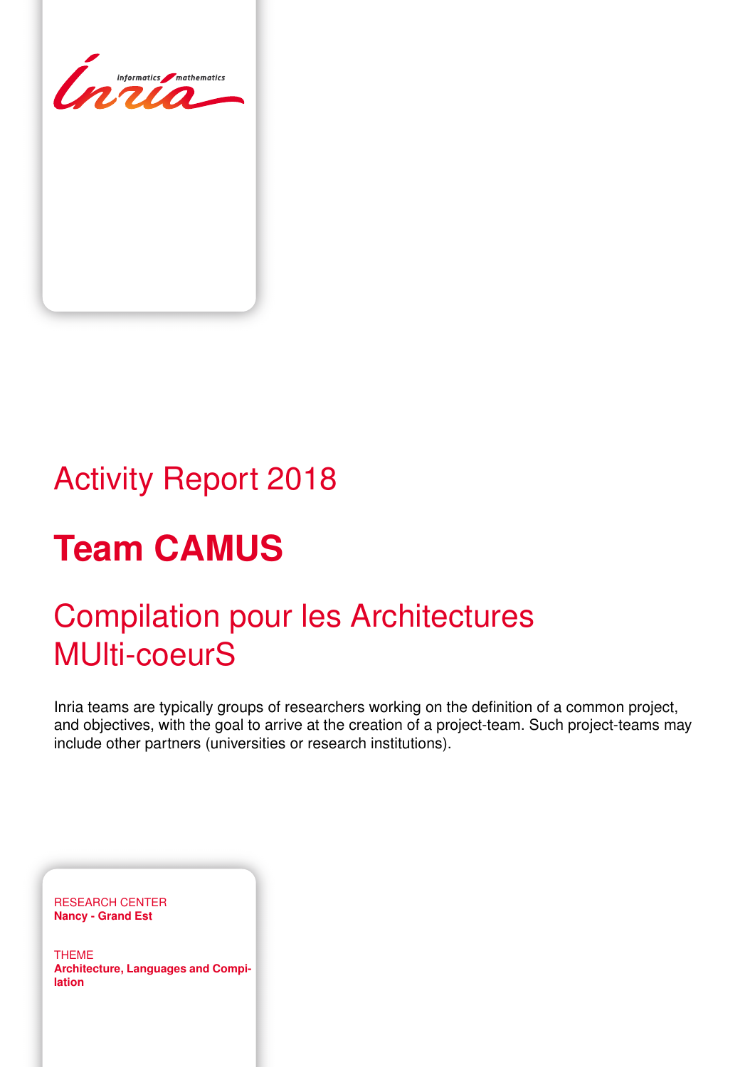informatics mathematics

# Activity Report 2018

# Team CAMUS

## Compilation pour les Architectures MUlti-coeurS

Inria teams are typically groups of researchers working on the definition of a common project, and objectives, with the goal to arrive at the creation of a project-team. Such project-teams may include other partners (universities or research institutions).

RESEARCH CENTER
**Nancy - Grand Est**

THEME
**Architecture, Languages and Compilation**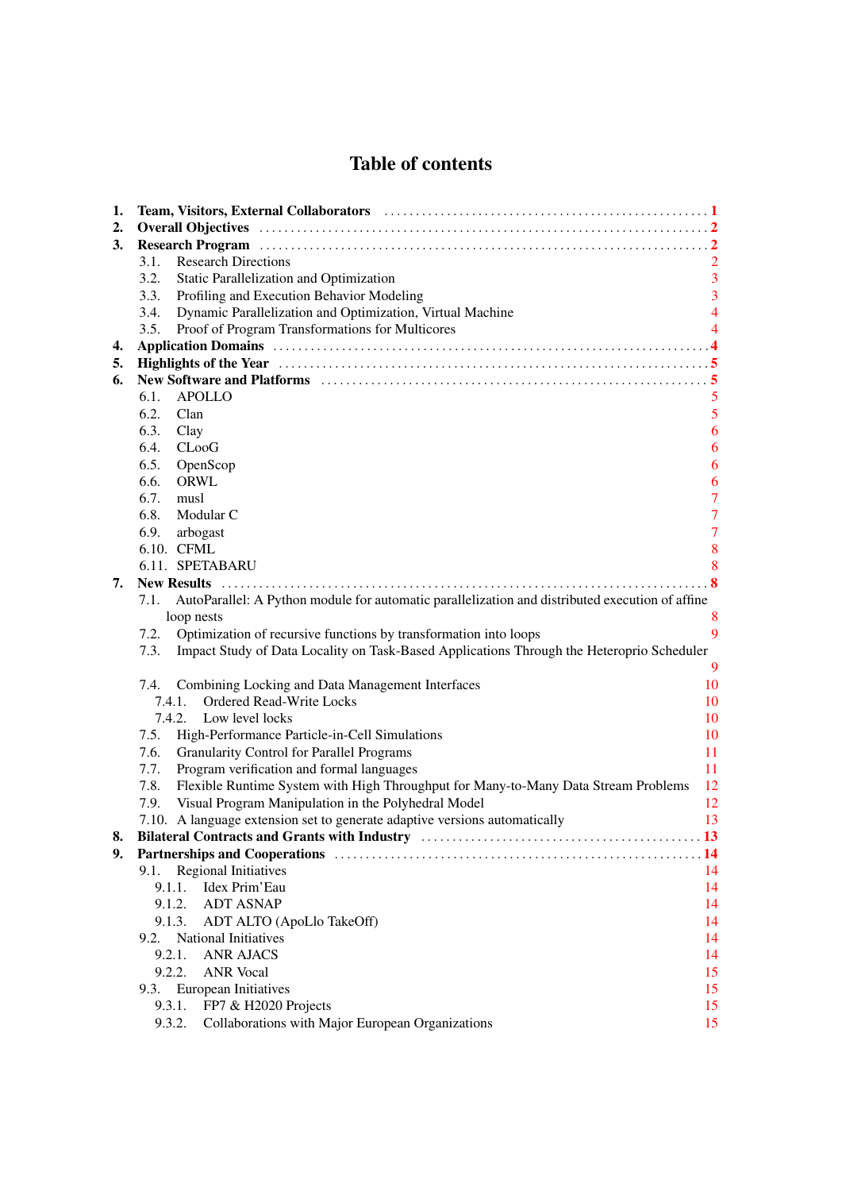# Table of contents

1. **Team, Visitors, External Collaborators** ..... **1**
2. **Overall Objectives** ..... **2**
3. **Research Program** ..... **2**
   - 3.1. Research Directions 2
   - 3.2. Static Parallelization and Optimization 3
   - 3.3. Profiling and Execution Behavior Modeling 3
   - 3.4. Dynamic Parallelization and Optimization, Virtual Machine 4
   - 3.5. Proof of Program Transformations for Multicores 4
4. **Application Domains** ..... **4**
5. **Highlights of the Year** ..... **5**
6. **New Software and Platforms** ..... **5**
   - 6.1. APOLLO 5
   - 6.2. Clan 5
   - 6.3. Clay 6
   - 6.4. CLooG 6
   - 6.5. OpenScop 6
   - 6.6. ORWL 6
   - 6.7. musl 7
   - 6.8. Modular C 7
   - 6.9. arbogast 7
   - 6.10. CFML 8
   - 6.11. SPETABARU 8
7. **New Results** ..... **8**
   - 7.1. AutoParallel: A Python module for automatic parallelization and distributed execution of affine loop nests 8
   - 7.2. Optimization of recursive functions by transformation into loops 9
   - 7.3. Impact Study of Data Locality on Task-Based Applications Through the Heteroprio Scheduler 9
   - 7.4. Combining Locking and Data Management Interfaces 10
     - 7.4.1. Ordered Read-Write Locks 10
     - 7.4.2. Low level locks 10
   - 7.5. High-Performance Particle-in-Cell Simulations 10
   - 7.6. Granularity Control for Parallel Programs 11
   - 7.7. Program verification and formal languages 11
   - 7.8. Flexible Runtime System with High Throughput for Many-to-Many Data Stream Problems 12
   - 7.9. Visual Program Manipulation in the Polyhedral Model 12
   - 7.10. A language extension set to generate adaptive versions automatically 13
8. **Bilateral Contracts and Grants with Industry** ..... **13**
9. **Partnerships and Cooperations** ..... **14**
   - 9.1. Regional Initiatives 14
     - 9.1.1. Idex Prim'Eau 14
     - 9.1.2. ADT ASNAP 14
     - 9.1.3. ADT ALTO (ApoLlo TakeOff) 14
   - 9.2. National Initiatives 14
     - 9.2.1. ANR AJACS 14
     - 9.2.2. ANR Vocal 15
   - 9.3. European Initiatives 15
     - 9.3.1. FP7 & H2020 Projects 15
     - 9.3.2. Collaborations with Major European Organizations 15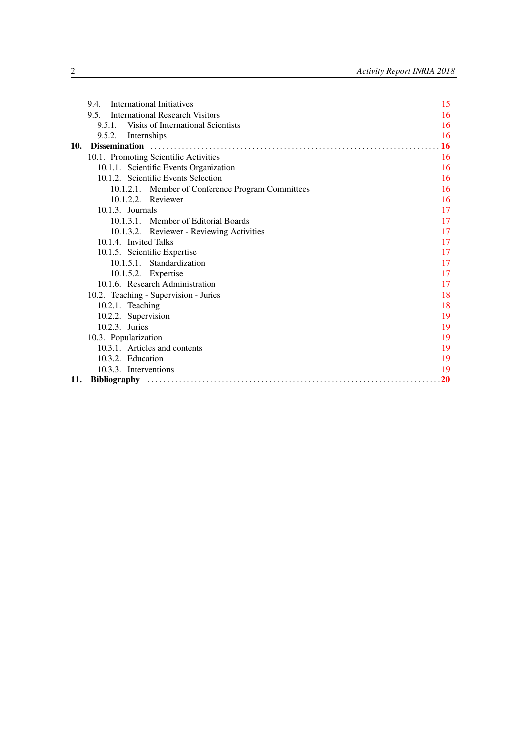9.4. International Initiatives 15
9.5. International Research Visitors 16
9.5.1. Visits of International Scientists 16
9.5.2. Internships 16

**10. Dissemination** .......................................................................... **16**

10.1. Promoting Scientific Activities 16
10.1.1. Scientific Events Organization 16
10.1.2. Scientific Events Selection 16
10.1.2.1. Member of Conference Program Committees 16
10.1.2.2. Reviewer 16
10.1.3. Journals 17
10.1.3.1. Member of Editorial Boards 17
10.1.3.2. Reviewer - Reviewing Activities 17
10.1.4. Invited Talks 17
10.1.5. Scientific Expertise 17
10.1.5.1. Standardization 17
10.1.5.2. Expertise 17
10.1.6. Research Administration 17
10.2. Teaching - Supervision - Juries 18
10.2.1. Teaching 18
10.2.2. Supervision 19
10.2.3. Juries 19
10.3. Popularization 19
10.3.1. Articles and contents 19
10.3.2. Education 19
10.3.3. Interventions 19

**11. Bibliography** .......................................................................... **20**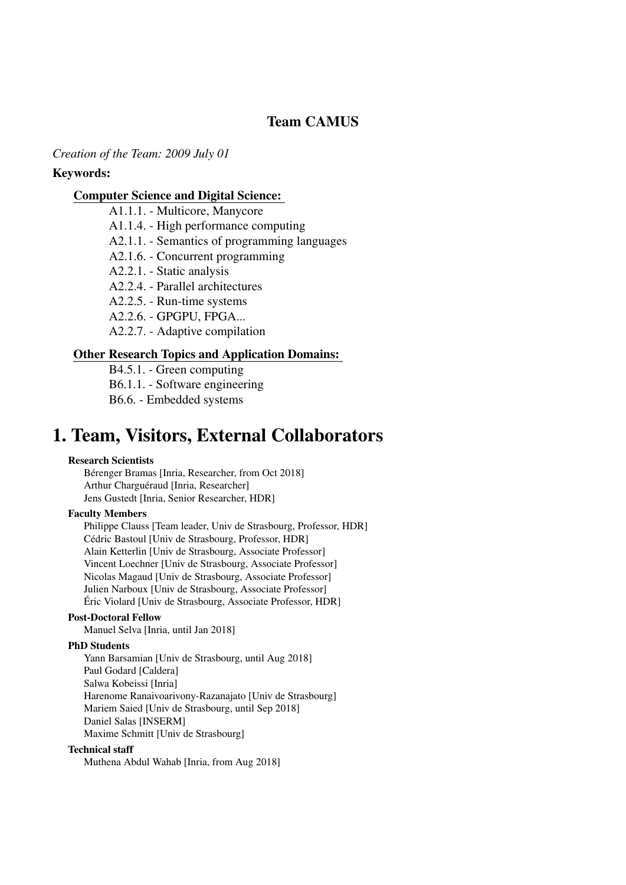## Team CAMUS

*Creation of the Team: 2009 July 01*

**Keywords:**

**Computer Science and Digital Science:**

- A1.1.1. - Multicore, Manycore
- A1.1.4. - High performance computing
- A2.1.1. - Semantics of programming languages
- A2.1.6. - Concurrent programming
- A2.2.1. - Static analysis
- A2.2.4. - Parallel architectures
- A2.2.5. - Run-time systems
- A2.2.6. - GPGPU, FPGA...
- A2.2.7. - Adaptive compilation

**Other Research Topics and Application Domains:**

- B4.5.1. - Green computing
- B6.1.1. - Software engineering
- B6.6. - Embedded systems

# 1. Team, Visitors, External Collaborators

**Research Scientists**

Bérenger Bramas [Inria, Researcher, from Oct 2018]
Arthur Charguéraud [Inria, Researcher]
Jens Gustedt [Inria, Senior Researcher, HDR]

**Faculty Members**

Philippe Clauss [Team leader, Univ de Strasbourg, Professor, HDR]
Cédric Bastoul [Univ de Strasbourg, Professor, HDR]
Alain Ketterlin [Univ de Strasbourg, Associate Professor]
Vincent Loechner [Univ de Strasbourg, Associate Professor]
Nicolas Magaud [Univ de Strasbourg, Associate Professor]
Julien Narboux [Univ de Strasbourg, Associate Professor]
Éric Violard [Univ de Strasbourg, Associate Professor, HDR]

**Post-Doctoral Fellow**

Manuel Selva [Inria, until Jan 2018]

**PhD Students**

Yann Barsamian [Univ de Strasbourg, until Aug 2018]
Paul Godard [Caldera]
Salwa Kobeissi [Inria]
Harenome Ranaivoarivony-Razanajato [Univ de Strasbourg]
Mariem Saied [Univ de Strasbourg, until Sep 2018]
Daniel Salas [INSERM]
Maxime Schmitt [Univ de Strasbourg]

**Technical staff**

Muthena Abdul Wahab [Inria, from Aug 2018]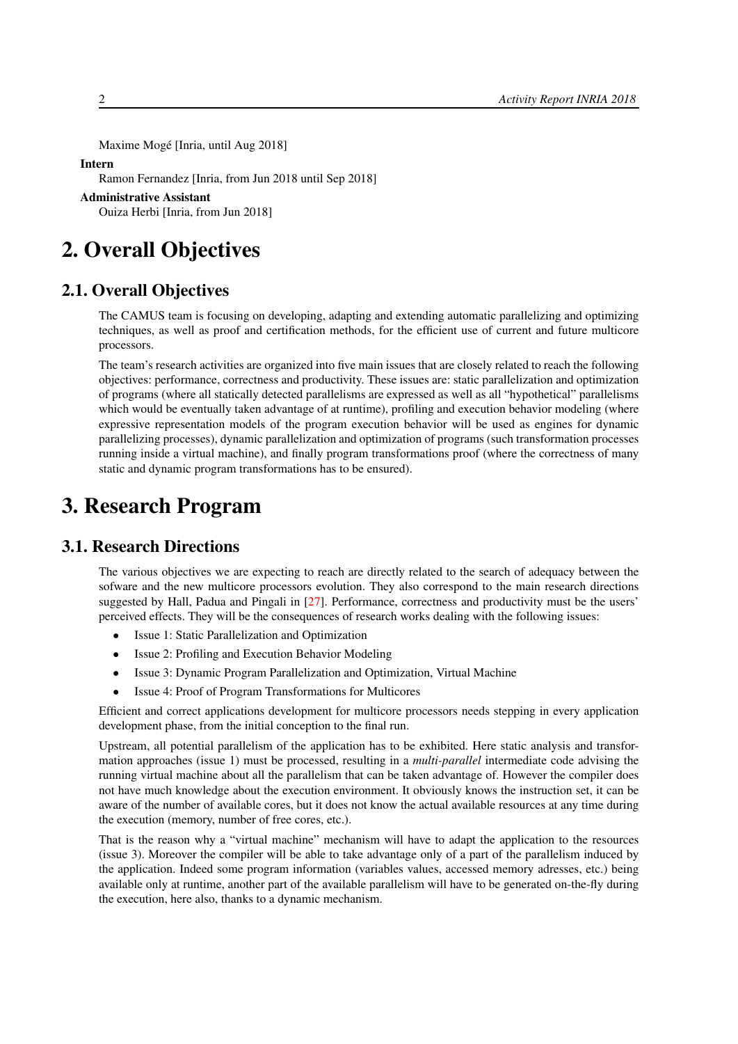Maxime Mogé [Inria, until Aug 2018]

**Intern**

Ramon Fernandez [Inria, from Jun 2018 until Sep 2018]

**Administrative Assistant**

Ouiza Herbi [Inria, from Jun 2018]

# 2. Overall Objectives

## 2.1. Overall Objectives

The CAMUS team is focusing on developing, adapting and extending automatic parallelizing and optimizing techniques, as well as proof and certification methods, for the efficient use of current and future multicore processors.

The team's research activities are organized into five main issues that are closely related to reach the following objectives: performance, correctness and productivity. These issues are: static parallelization and optimization of programs (where all statically detected parallelisms are expressed as well as all "hypothetical" parallelisms which would be eventually taken advantage of at runtime), profiling and execution behavior modeling (where expressive representation models of the program execution behavior will be used as engines for dynamic parallelizing processes), dynamic parallelization and optimization of programs (such transformation processes running inside a virtual machine), and finally program transformations proof (where the correctness of many static and dynamic program transformations has to be ensured).

# 3. Research Program

## 3.1. Research Directions

The various objectives we are expecting to reach are directly related to the search of adequacy between the sofware and the new multicore processors evolution. They also correspond to the main research directions suggested by Hall, Padua and Pingali in [27]. Performance, correctness and productivity must be the users' perceived effects. They will be the consequences of research works dealing with the following issues:

- Issue 1: Static Parallelization and Optimization
- Issue 2: Profiling and Execution Behavior Modeling
- Issue 3: Dynamic Program Parallelization and Optimization, Virtual Machine
- Issue 4: Proof of Program Transformations for Multicores

Efficient and correct applications development for multicore processors needs stepping in every application development phase, from the initial conception to the final run.

Upstream, all potential parallelism of the application has to be exhibited. Here static analysis and transformation approaches (issue 1) must be processed, resulting in a *multi-parallel* intermediate code advising the running virtual machine about all the parallelism that can be taken advantage of. However the compiler does not have much knowledge about the execution environment. It obviously knows the instruction set, it can be aware of the number of available cores, but it does not know the actual available resources at any time during the execution (memory, number of free cores, etc.).

That is the reason why a "virtual machine" mechanism will have to adapt the application to the resources (issue 3). Moreover the compiler will be able to take advantage only of a part of the parallelism induced by the application. Indeed some program information (variables values, accessed memory adresses, etc.) being available only at runtime, another part of the available parallelism will have to be generated on-the-fly during the execution, here also, thanks to a dynamic mechanism.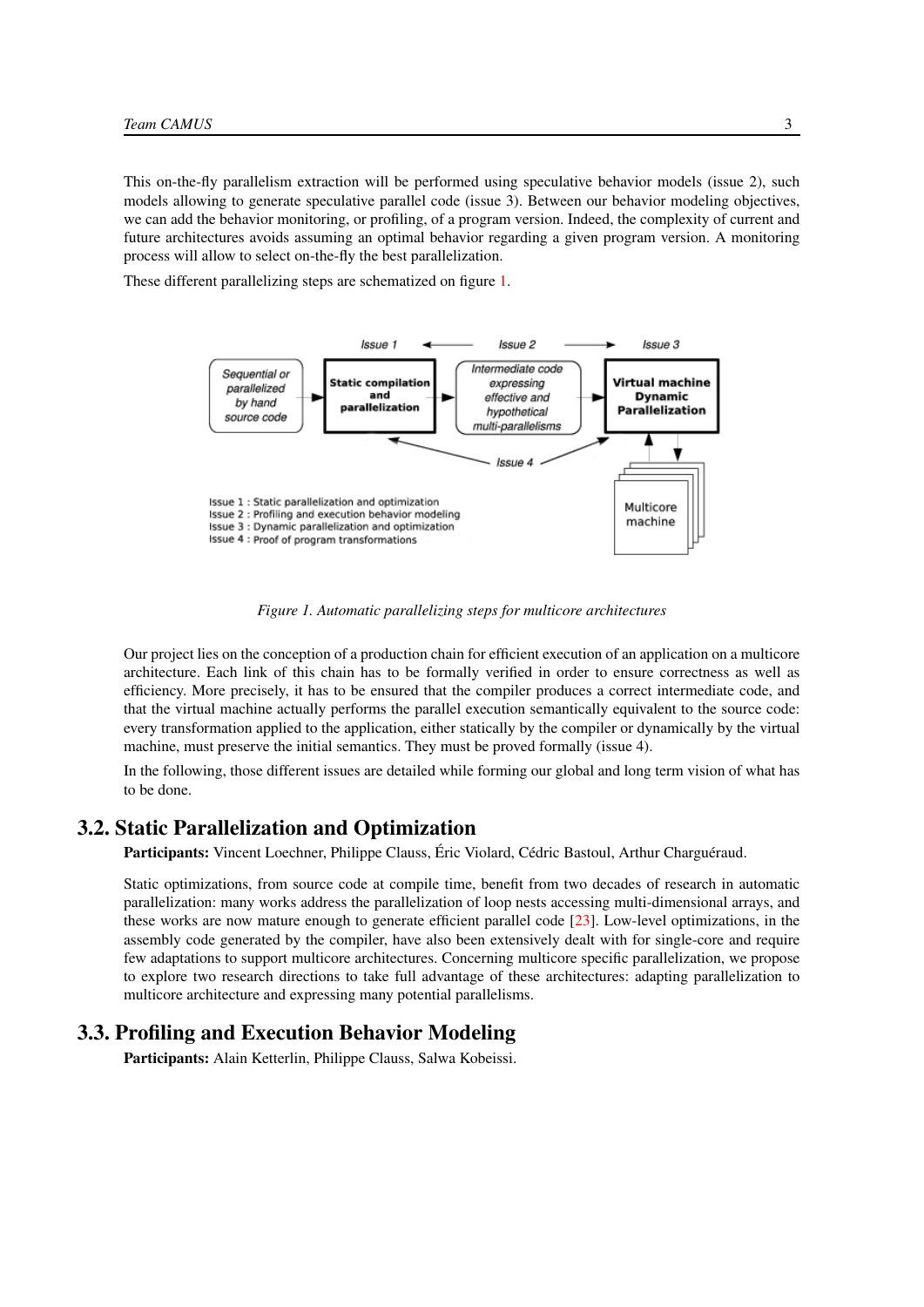This on-the-fly parallelism extraction will be performed using speculative behavior models (issue 2), such models allowing to generate speculative parallel code (issue 3). Between our behavior modeling objectives, we can add the behavior monitoring, or profiling, of a program version. Indeed, the complexity of current and future architectures avoids assuming an optimal behavior regarding a given program version. A monitoring process will allow to select on-the-fly the best parallelization.

These different parallelizing steps are schematized on figure 1.

*Figure 1. Automatic parallelizing steps for multicore architectures*

Our project lies on the conception of a production chain for efficient execution of an application on a multicore architecture. Each link of this chain has to be formally verified in order to ensure correctness as well as efficiency. More precisely, it has to be ensured that the compiler produces a correct intermediate code, and that the virtual machine actually performs the parallel execution semantically equivalent to the source code: every transformation applied to the application, either statically by the compiler or dynamically by the virtual machine, must preserve the initial semantics. They must be proved formally (issue 4).

In the following, those different issues are detailed while forming our global and long term vision of what has to be done.

## 3.2. Static Parallelization and Optimization

**Participants:** Vincent Loechner, Philippe Clauss, Éric Violard, Cédric Bastoul, Arthur Charguéraud.

Static optimizations, from source code at compile time, benefit from two decades of research in automatic parallelization: many works address the parallelization of loop nests accessing multi-dimensional arrays, and these works are now mature enough to generate efficient parallel code [23]. Low-level optimizations, in the assembly code generated by the compiler, have also been extensively dealt with for single-core and require few adaptations to support multicore architectures. Concerning multicore specific parallelization, we propose to explore two research directions to take full advantage of these architectures: adapting parallelization to multicore architecture and expressing many potential parallelisms.

## 3.3. Profiling and Execution Behavior Modeling

**Participants:** Alain Ketterlin, Philippe Clauss, Salwa Kobeissi.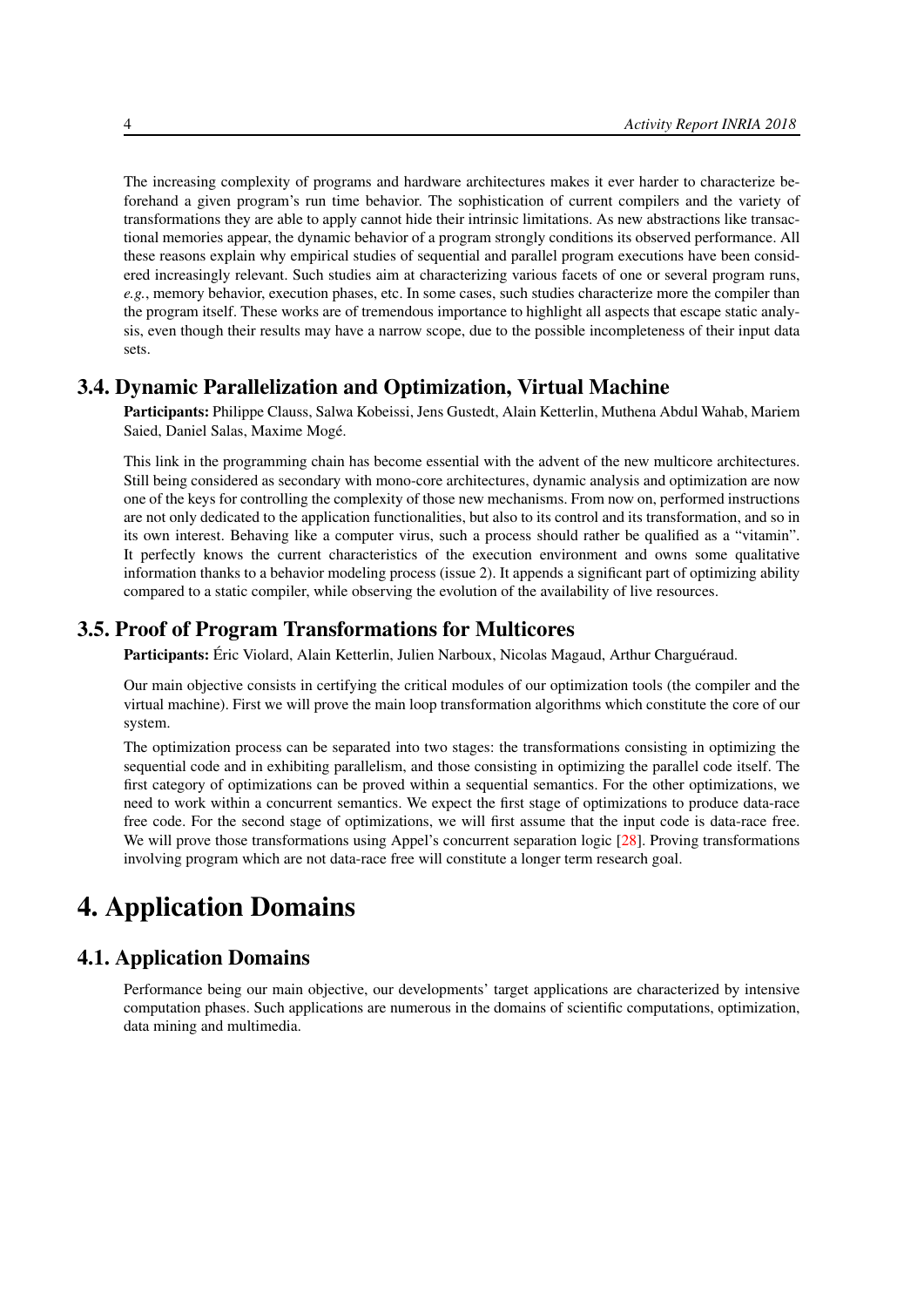The increasing complexity of programs and hardware architectures makes it ever harder to characterize beforehand a given program's run time behavior. The sophistication of current compilers and the variety of transformations they are able to apply cannot hide their intrinsic limitations. As new abstractions like transactional memories appear, the dynamic behavior of a program strongly conditions its observed performance. All these reasons explain why empirical studies of sequential and parallel program executions have been considered increasingly relevant. Such studies aim at characterizing various facets of one or several program runs, *e.g.*, memory behavior, execution phases, etc. In some cases, such studies characterize more the compiler than the program itself. These works are of tremendous importance to highlight all aspects that escape static analysis, even though their results may have a narrow scope, due to the possible incompleteness of their input data sets.

## 3.4. Dynamic Parallelization and Optimization, Virtual Machine

**Participants:** Philippe Clauss, Salwa Kobeissi, Jens Gustedt, Alain Ketterlin, Muthena Abdul Wahab, Mariem Saied, Daniel Salas, Maxime Mogé.

This link in the programming chain has become essential with the advent of the new multicore architectures. Still being considered as secondary with mono-core architectures, dynamic analysis and optimization are now one of the keys for controlling the complexity of those new mechanisms. From now on, performed instructions are not only dedicated to the application functionalities, but also to its control and its transformation, and so in its own interest. Behaving like a computer virus, such a process should rather be qualified as a "vitamin". It perfectly knows the current characteristics of the execution environment and owns some qualitative information thanks to a behavior modeling process (issue 2). It appends a significant part of optimizing ability compared to a static compiler, while observing the evolution of the availability of live resources.

## 3.5. Proof of Program Transformations for Multicores

**Participants:** Éric Violard, Alain Ketterlin, Julien Narboux, Nicolas Magaud, Arthur Charguéraud.

Our main objective consists in certifying the critical modules of our optimization tools (the compiler and the virtual machine). First we will prove the main loop transformation algorithms which constitute the core of our system.

The optimization process can be separated into two stages: the transformations consisting in optimizing the sequential code and in exhibiting parallelism, and those consisting in optimizing the parallel code itself. The first category of optimizations can be proved within a sequential semantics. For the other optimizations, we need to work within a concurrent semantics. We expect the first stage of optimizations to produce data-race free code. For the second stage of optimizations, we will first assume that the input code is data-race free. We will prove those transformations using Appel's concurrent separation logic [28]. Proving transformations involving program which are not data-race free will constitute a longer term research goal.

# 4. Application Domains

## 4.1. Application Domains

Performance being our main objective, our developments' target applications are characterized by intensive computation phases. Such applications are numerous in the domains of scientific computations, optimization, data mining and multimedia.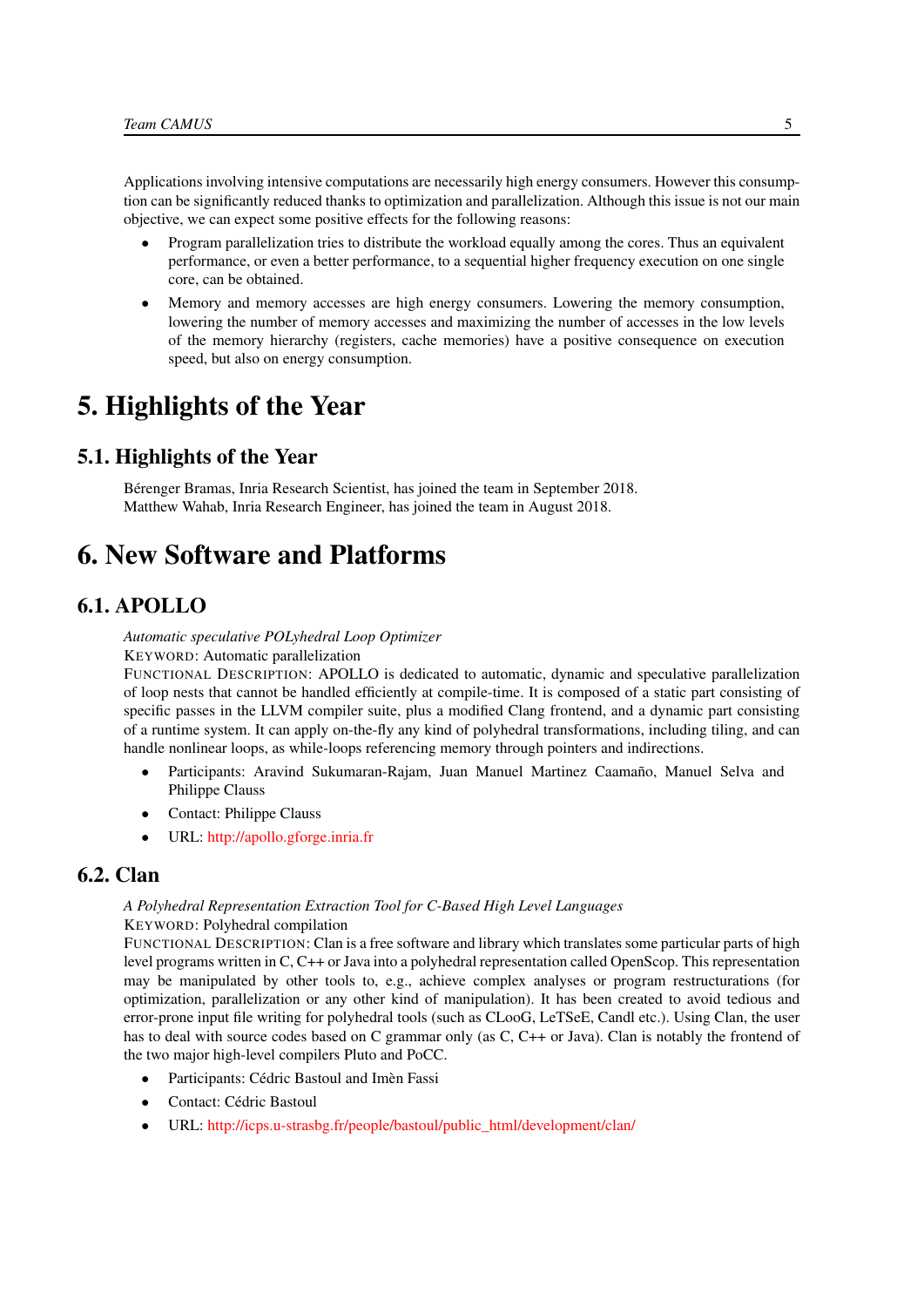Applications involving intensive computations are necessarily high energy consumers. However this consumption can be significantly reduced thanks to optimization and parallelization. Although this issue is not our main objective, we can expect some positive effects for the following reasons:

- Program parallelization tries to distribute the workload equally among the cores. Thus an equivalent performance, or even a better performance, to a sequential higher frequency execution on one single core, can be obtained.
- Memory and memory accesses are high energy consumers. Lowering the memory consumption, lowering the number of memory accesses and maximizing the number of accesses in the low levels of the memory hierarchy (registers, cache memories) have a positive consequence on execution speed, but also on energy consumption.

# 5. Highlights of the Year

## 5.1. Highlights of the Year

Bérenger Bramas, Inria Research Scientist, has joined the team in September 2018.
Matthew Wahab, Inria Research Engineer, has joined the team in August 2018.

# 6. New Software and Platforms

## 6.1. APOLLO

*Automatic speculative POLyhedral Loop Optimizer*
KEYWORD: Automatic parallelization
FUNCTIONAL DESCRIPTION: APOLLO is dedicated to automatic, dynamic and speculative parallelization of loop nests that cannot be handled efficiently at compile-time. It is composed of a static part consisting of specific passes in the LLVM compiler suite, plus a modified Clang frontend, and a dynamic part consisting of a runtime system. It can apply on-the-fly any kind of polyhedral transformations, including tiling, and can handle nonlinear loops, as while-loops referencing memory through pointers and indirections.

- Participants: Aravind Sukumaran-Rajam, Juan Manuel Martinez Caamaño, Manuel Selva and Philippe Clauss
- Contact: Philippe Clauss
- URL: http://apollo.gforge.inria.fr

## 6.2. Clan

*A Polyhedral Representation Extraction Tool for C-Based High Level Languages*
KEYWORD: Polyhedral compilation
FUNCTIONAL DESCRIPTION: Clan is a free software and library which translates some particular parts of high level programs written in C, C++ or Java into a polyhedral representation called OpenScop. This representation may be manipulated by other tools to, e.g., achieve complex analyses or program restructurations (for optimization, parallelization or any other kind of manipulation). It has been created to avoid tedious and error-prone input file writing for polyhedral tools (such as CLooG, LeTSeE, Candl etc.). Using Clan, the user has to deal with source codes based on C grammar only (as C, C++ or Java). Clan is notably the frontend of the two major high-level compilers Pluto and PoCC.

- Participants: Cédric Bastoul and Imèn Fassi
- Contact: Cédric Bastoul
- URL: http://icps.u-strasbg.fr/people/bastoul/public_html/development/clan/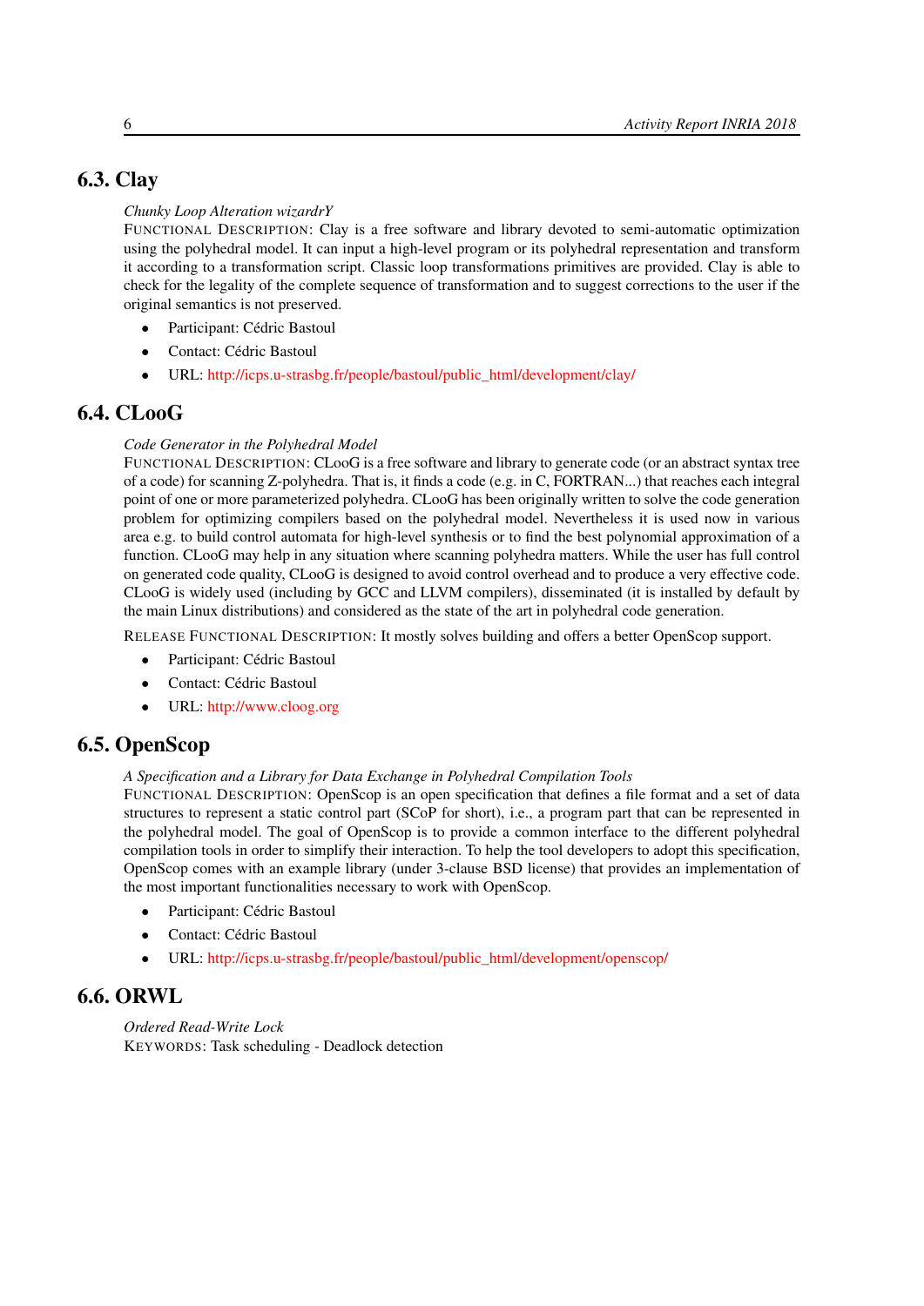## 6.3. Clay

*Chunky Loop Alteration wizardrY*

FUNCTIONAL DESCRIPTION: Clay is a free software and library devoted to semi-automatic optimization using the polyhedral model. It can input a high-level program or its polyhedral representation and transform it according to a transformation script. Classic loop transformations primitives are provided. Clay is able to check for the legality of the complete sequence of transformation and to suggest corrections to the user if the original semantics is not preserved.

- Participant: Cédric Bastoul
- Contact: Cédric Bastoul
- URL: http://icps.u-strasbg.fr/people/bastoul/public_html/development/clay/

## 6.4. CLooG

*Code Generator in the Polyhedral Model*

FUNCTIONAL DESCRIPTION: CLooG is a free software and library to generate code (or an abstract syntax tree of a code) for scanning Z-polyhedra. That is, it finds a code (e.g. in C, FORTRAN...) that reaches each integral point of one or more parameterized polyhedra. CLooG has been originally written to solve the code generation problem for optimizing compilers based on the polyhedral model. Nevertheless it is used now in various area e.g. to build control automata for high-level synthesis or to find the best polynomial approximation of a function. CLooG may help in any situation where scanning polyhedra matters. While the user has full control on generated code quality, CLooG is designed to avoid control overhead and to produce a very effective code. CLooG is widely used (including by GCC and LLVM compilers), disseminated (it is installed by default by the main Linux distributions) and considered as the state of the art in polyhedral code generation.

RELEASE FUNCTIONAL DESCRIPTION: It mostly solves building and offers a better OpenScop support.

- Participant: Cédric Bastoul
- Contact: Cédric Bastoul
- URL: http://www.cloog.org

## 6.5. OpenScop

*A Specification and a Library for Data Exchange in Polyhedral Compilation Tools*

FUNCTIONAL DESCRIPTION: OpenScop is an open specification that defines a file format and a set of data structures to represent a static control part (SCoP for short), i.e., a program part that can be represented in the polyhedral model. The goal of OpenScop is to provide a common interface to the different polyhedral compilation tools in order to simplify their interaction. To help the tool developers to adopt this specification, OpenScop comes with an example library (under 3-clause BSD license) that provides an implementation of the most important functionalities necessary to work with OpenScop.

- Participant: Cédric Bastoul
- Contact: Cédric Bastoul
- URL: http://icps.u-strasbg.fr/people/bastoul/public_html/development/openscop/

## 6.6. ORWL

*Ordered Read-Write Lock*

KEYWORDS: Task scheduling - Deadlock detection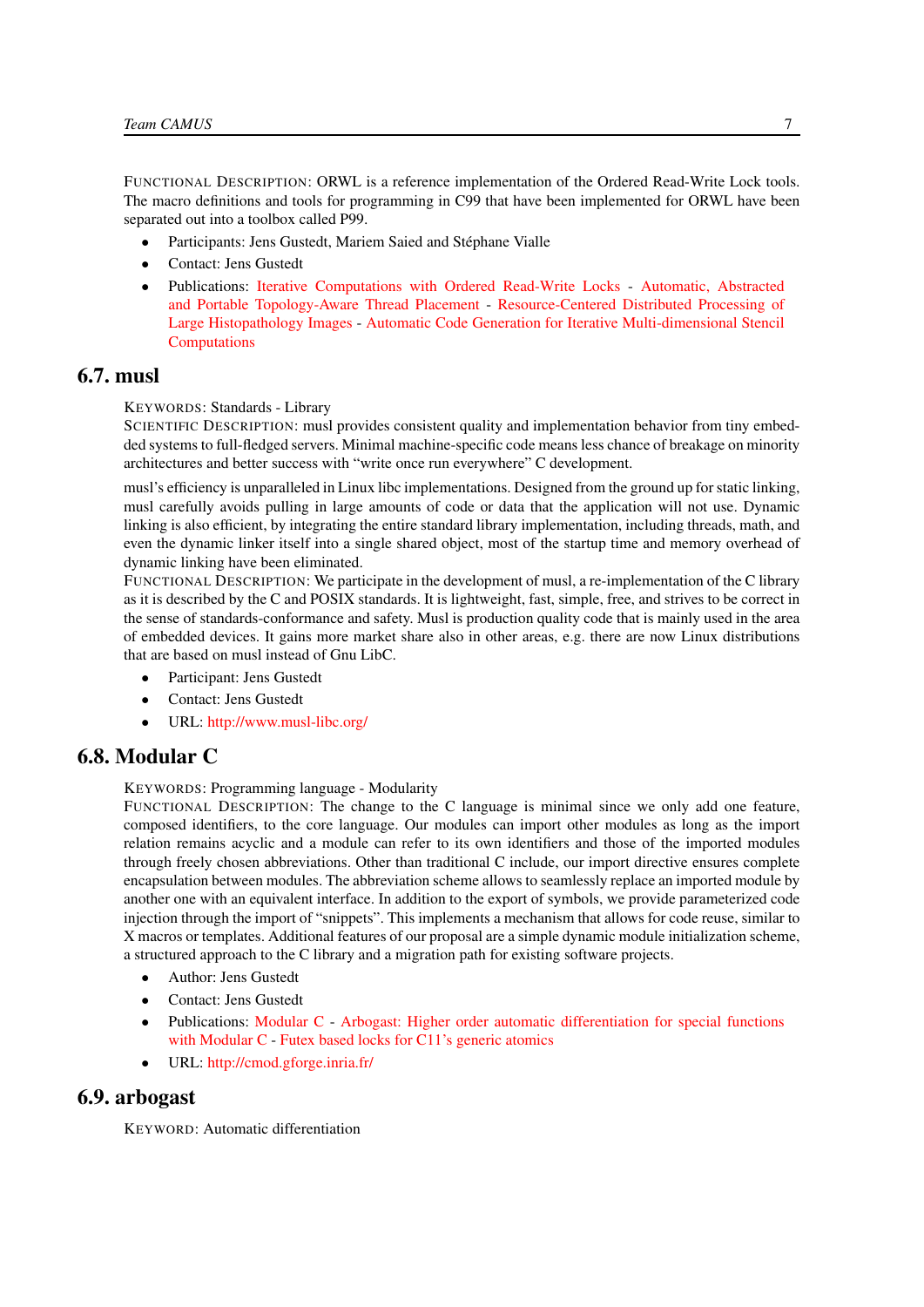FUNCTIONAL DESCRIPTION: ORWL is a reference implementation of the Ordered Read-Write Lock tools. The macro definitions and tools for programming in C99 that have been implemented for ORWL have been separated out into a toolbox called P99.

- Participants: Jens Gustedt, Mariem Saied and Stéphane Vialle
- Contact: Jens Gustedt
- Publications: Iterative Computations with Ordered Read-Write Locks - Automatic, Abstracted and Portable Topology-Aware Thread Placement - Resource-Centered Distributed Processing of Large Histopathology Images - Automatic Code Generation for Iterative Multi-dimensional Stencil Computations

## 6.7. musl

KEYWORDS: Standards - Library

SCIENTIFIC DESCRIPTION: musl provides consistent quality and implementation behavior from tiny embedded systems to full-fledged servers. Minimal machine-specific code means less chance of breakage on minority architectures and better success with "write once run everywhere" C development.

musl's efficiency is unparalleled in Linux libc implementations. Designed from the ground up for static linking, musl carefully avoids pulling in large amounts of code or data that the application will not use. Dynamic linking is also efficient, by integrating the entire standard library implementation, including threads, math, and even the dynamic linker itself into a single shared object, most of the startup time and memory overhead of dynamic linking have been eliminated.

FUNCTIONAL DESCRIPTION: We participate in the development of musl, a re-implementation of the C library as it is described by the C and POSIX standards. It is lightweight, fast, simple, free, and strives to be correct in the sense of standards-conformance and safety. Musl is production quality code that is mainly used in the area of embedded devices. It gains more market share also in other areas, e.g. there are now Linux distributions that are based on musl instead of Gnu LibC.

- Participant: Jens Gustedt
- Contact: Jens Gustedt
- URL: http://www.musl-libc.org/

## 6.8. Modular C

KEYWORDS: Programming language - Modularity

FUNCTIONAL DESCRIPTION: The change to the C language is minimal since we only add one feature, composed identifiers, to the core language. Our modules can import other modules as long as the import relation remains acyclic and a module can refer to its own identifiers and those of the imported modules through freely chosen abbreviations. Other than traditional C include, our import directive ensures complete encapsulation between modules. The abbreviation scheme allows to seamlessly replace an imported module by another one with an equivalent interface. In addition to the export of symbols, we provide parameterized code injection through the import of "snippets". This implements a mechanism that allows for code reuse, similar to X macros or templates. Additional features of our proposal are a simple dynamic module initialization scheme, a structured approach to the C library and a migration path for existing software projects.

- Author: Jens Gustedt
- Contact: Jens Gustedt
- Publications: Modular C - Arbogast: Higher order automatic differentiation for special functions with Modular C - Futex based locks for C11's generic atomics
- URL: http://cmod.gforge.inria.fr/

## 6.9. arbogast

KEYWORD: Automatic differentiation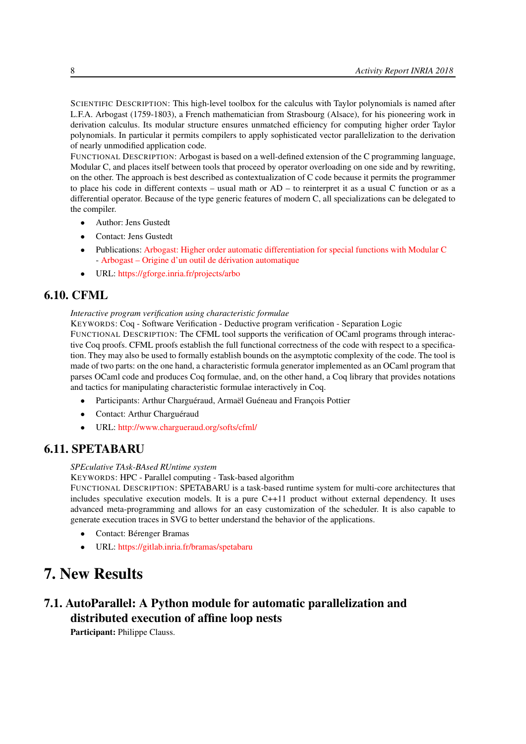SCIENTIFIC DESCRIPTION: This high-level toolbox for the calculus with Taylor polynomials is named after L.F.A. Arbogast (1759-1803), a French mathematician from Strasbourg (Alsace), for his pioneering work in derivation calculus. Its modular structure ensures unmatched efficiency for computing higher order Taylor polynomials. In particular it permits compilers to apply sophisticated vector parallelization to the derivation of nearly unmodified application code.

FUNCTIONAL DESCRIPTION: Arbogast is based on a well-defined extension of the C programming language, Modular C, and places itself between tools that proceed by operator overloading on one side and by rewriting, on the other. The approach is best described as contextualization of C code because it permits the programmer to place his code in different contexts – usual math or AD – to reinterpret it as a usual C function or as a differential operator. Because of the type generic features of modern C, all specializations can be delegated to the compiler.

- Author: Jens Gustedt
- Contact: Jens Gustedt
- Publications: Arbogast: Higher order automatic differentiation for special functions with Modular C - Arbogast – Origine d'un outil de dérivation automatique
- URL: https://gforge.inria.fr/projects/arbo

## 6.10. CFML

*Interactive program verification using characteristic formulae*

KEYWORDS: Coq - Software Verification - Deductive program verification - Separation Logic

FUNCTIONAL DESCRIPTION: The CFML tool supports the verification of OCaml programs through interactive Coq proofs. CFML proofs establish the full functional correctness of the code with respect to a specification. They may also be used to formally establish bounds on the asymptotic complexity of the code. The tool is made of two parts: on the one hand, a characteristic formula generator implemented as an OCaml program that parses OCaml code and produces Coq formulae, and, on the other hand, a Coq library that provides notations and tactics for manipulating characteristic formulae interactively in Coq.

- Participants: Arthur Charguéraud, Armaël Guéneau and François Pottier
- Contact: Arthur Charguéraud
- URL: http://www.chargueraud.org/softs/cfml/

## 6.11. SPETABARU

*SPEculative TAsk-BAsed RUntime system*

KEYWORDS: HPC - Parallel computing - Task-based algorithm

FUNCTIONAL DESCRIPTION: SPETABARU is a task-based runtime system for multi-core architectures that includes speculative execution models. It is a pure C++11 product without external dependency. It uses advanced meta-programming and allows for an easy customization of the scheduler. It is also capable to generate execution traces in SVG to better understand the behavior of the applications.

- Contact: Bérenger Bramas
- URL: https://gitlab.inria.fr/bramas/spetabaru

# 7. New Results

## 7.1. AutoParallel: A Python module for automatic parallelization and distributed execution of affine loop nests

**Participant:** Philippe Clauss.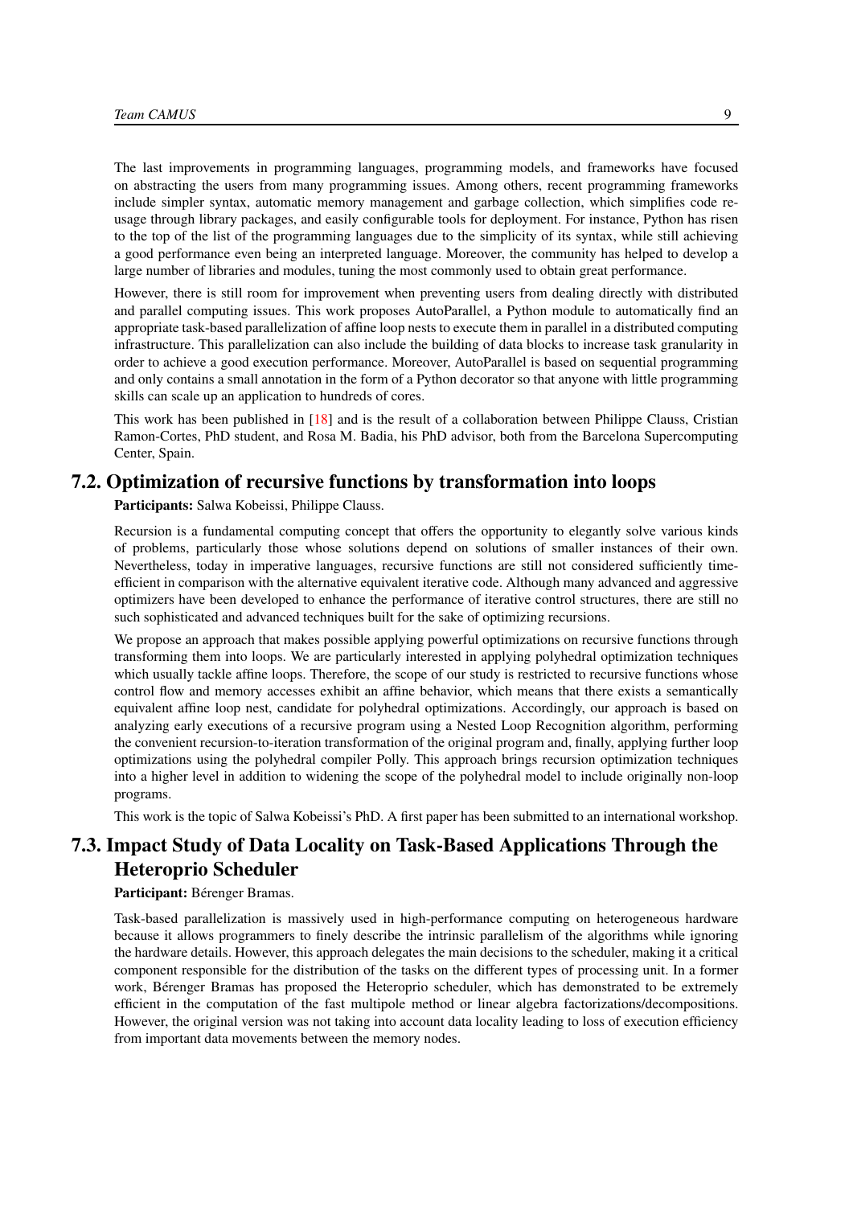The last improvements in programming languages, programming models, and frameworks have focused on abstracting the users from many programming issues. Among others, recent programming frameworks include simpler syntax, automatic memory management and garbage collection, which simplifies code reusage through library packages, and easily configurable tools for deployment. For instance, Python has risen to the top of the list of the programming languages due to the simplicity of its syntax, while still achieving a good performance even being an interpreted language. Moreover, the community has helped to develop a large number of libraries and modules, tuning the most commonly used to obtain great performance.

However, there is still room for improvement when preventing users from dealing directly with distributed and parallel computing issues. This work proposes AutoParallel, a Python module to automatically find an appropriate task-based parallelization of affine loop nests to execute them in parallel in a distributed computing infrastructure. This parallelization can also include the building of data blocks to increase task granularity in order to achieve a good execution performance. Moreover, AutoParallel is based on sequential programming and only contains a small annotation in the form of a Python decorator so that anyone with little programming skills can scale up an application to hundreds of cores.

This work has been published in [18] and is the result of a collaboration between Philippe Clauss, Cristian Ramon-Cortes, PhD student, and Rosa M. Badia, his PhD advisor, both from the Barcelona Supercomputing Center, Spain.

## 7.2. Optimization of recursive functions by transformation into loops

**Participants:** Salwa Kobeissi, Philippe Clauss.

Recursion is a fundamental computing concept that offers the opportunity to elegantly solve various kinds of problems, particularly those whose solutions depend on solutions of smaller instances of their own. Nevertheless, today in imperative languages, recursive functions are still not considered sufficiently time-efficient in comparison with the alternative equivalent iterative code. Although many advanced and aggressive optimizers have been developed to enhance the performance of iterative control structures, there are still no such sophisticated and advanced techniques built for the sake of optimizing recursions.

We propose an approach that makes possible applying powerful optimizations on recursive functions through transforming them into loops. We are particularly interested in applying polyhedral optimization techniques which usually tackle affine loops. Therefore, the scope of our study is restricted to recursive functions whose control flow and memory accesses exhibit an affine behavior, which means that there exists a semantically equivalent affine loop nest, candidate for polyhedral optimizations. Accordingly, our approach is based on analyzing early executions of a recursive program using a Nested Loop Recognition algorithm, performing the convenient recursion-to-iteration transformation of the original program and, finally, applying further loop optimizations using the polyhedral compiler Polly. This approach brings recursion optimization techniques into a higher level in addition to widening the scope of the polyhedral model to include originally non-loop programs.

This work is the topic of Salwa Kobeissi's PhD. A first paper has been submitted to an international workshop.

## 7.3. Impact Study of Data Locality on Task-Based Applications Through the Heteroprio Scheduler

**Participant:** Bérenger Bramas.

Task-based parallelization is massively used in high-performance computing on heterogeneous hardware because it allows programmers to finely describe the intrinsic parallelism of the algorithms while ignoring the hardware details. However, this approach delegates the main decisions to the scheduler, making it a critical component responsible for the distribution of the tasks on the different types of processing unit. In a former work, Bérenger Bramas has proposed the Heteroprio scheduler, which has demonstrated to be extremely efficient in the computation of the fast multipole method or linear algebra factorizations/decompositions. However, the original version was not taking into account data locality leading to loss of execution efficiency from important data movements between the memory nodes.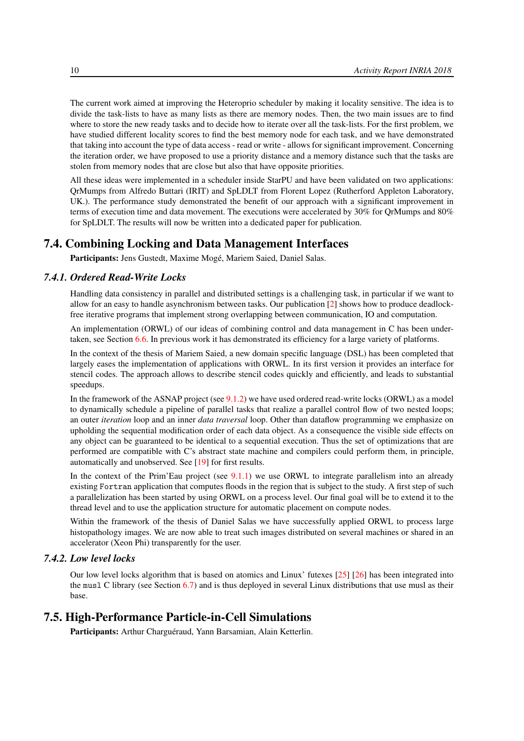The current work aimed at improving the Heteroprio scheduler by making it locality sensitive. The idea is to divide the task-lists to have as many lists as there are memory nodes. Then, the two main issues are to find where to store the new ready tasks and to decide how to iterate over all the task-lists. For the first problem, we have studied different locality scores to find the best memory node for each task, and we have demonstrated that taking into account the type of data access - read or write - allows for significant improvement. Concerning the iteration order, we have proposed to use a priority distance and a memory distance such that the tasks are stolen from memory nodes that are close but also that have opposite priorities.

All these ideas were implemented in a scheduler inside StarPU and have been validated on two applications: QrMumps from Alfredo Buttari (IRIT) and SpLDLT from Florent Lopez (Rutherford Appleton Laboratory, UK.). The performance study demonstrated the benefit of our approach with a significant improvement in terms of execution time and data movement. The executions were accelerated by 30% for QrMumps and 80% for SpLDLT. The results will now be written into a dedicated paper for publication.

## 7.4. Combining Locking and Data Management Interfaces

**Participants:** Jens Gustedt, Maxime Mogé, Mariem Saied, Daniel Salas.

### 7.4.1. Ordered Read-Write Locks

Handling data consistency in parallel and distributed settings is a challenging task, in particular if we want to allow for an easy to handle asynchronism between tasks. Our publication [2] shows how to produce deadlock-free iterative programs that implement strong overlapping between communication, IO and computation.

An implementation (ORWL) of our ideas of combining control and data management in C has been undertaken, see Section 6.6. In previous work it has demonstrated its efficiency for a large variety of platforms.

In the context of the thesis of Mariem Saied, a new domain specific language (DSL) has been completed that largely eases the implementation of applications with ORWL. In its first version it provides an interface for stencil codes. The approach allows to describe stencil codes quickly and efficiently, and leads to substantial speedups.

In the framework of the ASNAP project (see 9.1.2) we have used ordered read-write locks (ORWL) as a model to dynamically schedule a pipeline of parallel tasks that realize a parallel control flow of two nested loops; an outer *iteration* loop and an inner *data traversal* loop. Other than dataflow programming we emphasize on upholding the sequential modification order of each data object. As a consequence the visible side effects on any object can be guaranteed to be identical to a sequential execution. Thus the set of optimizations that are performed are compatible with C's abstract state machine and compilers could perform them, in principle, automatically and unobserved. See [19] for first results.

In the context of the Prim'Eau project (see 9.1.1) we use ORWL to integrate parallelism into an already existing `Fortran` application that computes floods in the region that is subject to the study. A first step of such a parallelization has been started by using ORWL on a process level. Our final goal will be to extend it to the thread level and to use the application structure for automatic placement on compute nodes.

Within the framework of the thesis of Daniel Salas we have successfully applied ORWL to process large histopathology images. We are now able to treat such images distributed on several machines or shared in an accelerator (Xeon Phi) transparently for the user.

### 7.4.2. Low level locks

Our low level locks algorithm that is based on atomics and Linux' futexes [25] [26] has been integrated into the `musl` C library (see Section 6.7) and is thus deployed in several Linux distributions that use musl as their base.

## 7.5. High-Performance Particle-in-Cell Simulations

**Participants:** Arthur Charguéraud, Yann Barsamian, Alain Ketterlin.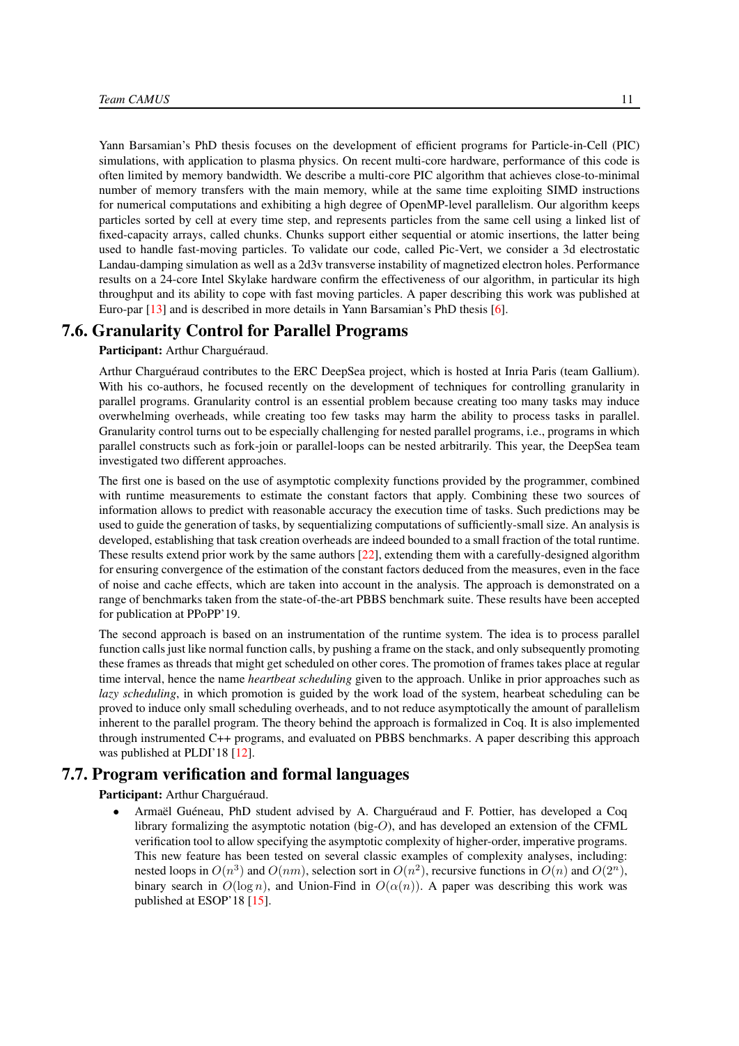Yann Barsamian's PhD thesis focuses on the development of efficient programs for Particle-in-Cell (PIC) simulations, with application to plasma physics. On recent multi-core hardware, performance of this code is often limited by memory bandwidth. We describe a multi-core PIC algorithm that achieves close-to-minimal number of memory transfers with the main memory, while at the same time exploiting SIMD instructions for numerical computations and exhibiting a high degree of OpenMP-level parallelism. Our algorithm keeps particles sorted by cell at every time step, and represents particles from the same cell using a linked list of fixed-capacity arrays, called chunks. Chunks support either sequential or atomic insertions, the latter being used to handle fast-moving particles. To validate our code, called Pic-Vert, we consider a 3d electrostatic Landau-damping simulation as well as a 2d3v transverse instability of magnetized electron holes. Performance results on a 24-core Intel Skylake hardware confirm the effectiveness of our algorithm, in particular its high throughput and its ability to cope with fast moving particles. A paper describing this work was published at Euro-par [13] and is described in more details in Yann Barsamian's PhD thesis [6].

## 7.6. Granularity Control for Parallel Programs

**Participant:** Arthur Charguéraud.

Arthur Charguéraud contributes to the ERC DeepSea project, which is hosted at Inria Paris (team Gallium). With his co-authors, he focused recently on the development of techniques for controlling granularity in parallel programs. Granularity control is an essential problem because creating too many tasks may induce overwhelming overheads, while creating too few tasks may harm the ability to process tasks in parallel. Granularity control turns out to be especially challenging for nested parallel programs, i.e., programs in which parallel constructs such as fork-join or parallel-loops can be nested arbitrarily. This year, the DeepSea team investigated two different approaches.

The first one is based on the use of asymptotic complexity functions provided by the programmer, combined with runtime measurements to estimate the constant factors that apply. Combining these two sources of information allows to predict with reasonable accuracy the execution time of tasks. Such predictions may be used to guide the generation of tasks, by sequentializing computations of sufficiently-small size. An analysis is developed, establishing that task creation overheads are indeed bounded to a small fraction of the total runtime. These results extend prior work by the same authors [22], extending them with a carefully-designed algorithm for ensuring convergence of the estimation of the constant factors deduced from the measures, even in the face of noise and cache effects, which are taken into account in the analysis. The approach is demonstrated on a range of benchmarks taken from the state-of-the-art PBBS benchmark suite. These results have been accepted for publication at PPoPP'19.

The second approach is based on an instrumentation of the runtime system. The idea is to process parallel function calls just like normal function calls, by pushing a frame on the stack, and only subsequently promoting these frames as threads that might get scheduled on other cores. The promotion of frames takes place at regular time interval, hence the name *heartbeat scheduling* given to the approach. Unlike in prior approaches such as *lazy scheduling*, in which promotion is guided by the work load of the system, hearbeat scheduling can be proved to induce only small scheduling overheads, and to not reduce asymptotically the amount of parallelism inherent to the parallel program. The theory behind the approach is formalized in Coq. It is also implemented through instrumented C++ programs, and evaluated on PBBS benchmarks. A paper describing this approach was published at PLDI'18 [12].

## 7.7. Program verification and formal languages

**Participant:** Arthur Charguéraud.

- Armaël Guéneau, PhD student advised by A. Charguéraud and F. Pottier, has developed a Coq library formalizing the asymptotic notation (big-$O$), and has developed an extension of the CFML verification tool to allow specifying the asymptotic complexity of higher-order, imperative programs. This new feature has been tested on several classic examples of complexity analyses, including: nested loops in $O(n^3)$ and $O(nm)$, selection sort in $O(n^2)$, recursive functions in $O(n)$ and $O(2^n)$, binary search in $O(\log n)$, and Union-Find in $O(\alpha(n))$. A paper was describing this work was published at ESOP'18 [15].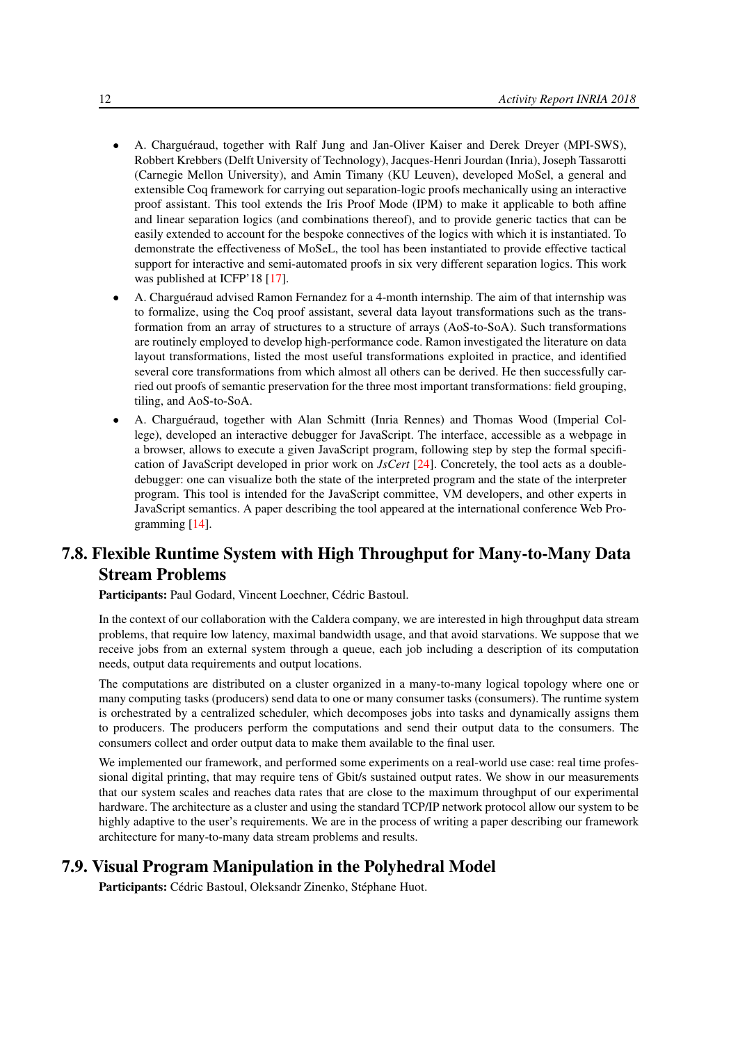- A. Charguéraud, together with Ralf Jung and Jan-Oliver Kaiser and Derek Dreyer (MPI-SWS), Robbert Krebbers (Delft University of Technology), Jacques-Henri Jourdan (Inria), Joseph Tassarotti (Carnegie Mellon University), and Amin Timany (KU Leuven), developed MoSel, a general and extensible Coq framework for carrying out separation-logic proofs mechanically using an interactive proof assistant. This tool extends the Iris Proof Mode (IPM) to make it applicable to both affine and linear separation logics (and combinations thereof), and to provide generic tactics that can be easily extended to account for the bespoke connectives of the logics with which it is instantiated. To demonstrate the effectiveness of MoSeL, the tool has been instantiated to provide effective tactical support for interactive and semi-automated proofs in six very different separation logics. This work was published at ICFP'18 [17].
- A. Charguéraud advised Ramon Fernandez for a 4-month internship. The aim of that internship was to formalize, using the Coq proof assistant, several data layout transformations such as the transformation from an array of structures to a structure of arrays (AoS-to-SoA). Such transformations are routinely employed to develop high-performance code. Ramon investigated the literature on data layout transformations, listed the most useful transformations exploited in practice, and identified several core transformations from which almost all others can be derived. He then successfully carried out proofs of semantic preservation for the three most important transformations: field grouping, tiling, and AoS-to-SoA.
- A. Charguéraud, together with Alan Schmitt (Inria Rennes) and Thomas Wood (Imperial College), developed an interactive debugger for JavaScript. The interface, accessible as a webpage in a browser, allows to execute a given JavaScript program, following step by step the formal specification of JavaScript developed in prior work on *JsCert* [24]. Concretely, the tool acts as a double-debugger: one can visualize both the state of the interpreted program and the state of the interpreter program. This tool is intended for the JavaScript committee, VM developers, and other experts in JavaScript semantics. A paper describing the tool appeared at the international conference Web Programming [14].

## 7.8. Flexible Runtime System with High Throughput for Many-to-Many Data Stream Problems

**Participants:** Paul Godard, Vincent Loechner, Cédric Bastoul.

In the context of our collaboration with the Caldera company, we are interested in high throughput data stream problems, that require low latency, maximal bandwidth usage, and that avoid starvations. We suppose that we receive jobs from an external system through a queue, each job including a description of its computation needs, output data requirements and output locations.

The computations are distributed on a cluster organized in a many-to-many logical topology where one or many computing tasks (producers) send data to one or many consumer tasks (consumers). The runtime system is orchestrated by a centralized scheduler, which decomposes jobs into tasks and dynamically assigns them to producers. The producers perform the computations and send their output data to the consumers. The consumers collect and order output data to make them available to the final user.

We implemented our framework, and performed some experiments on a real-world use case: real time professional digital printing, that may require tens of Gbit/s sustained output rates. We show in our measurements that our system scales and reaches data rates that are close to the maximum throughput of our experimental hardware. The architecture as a cluster and using the standard TCP/IP network protocol allow our system to be highly adaptive to the user's requirements. We are in the process of writing a paper describing our framework architecture for many-to-many data stream problems and results.

## 7.9. Visual Program Manipulation in the Polyhedral Model

**Participants:** Cédric Bastoul, Oleksandr Zinenko, Stéphane Huot.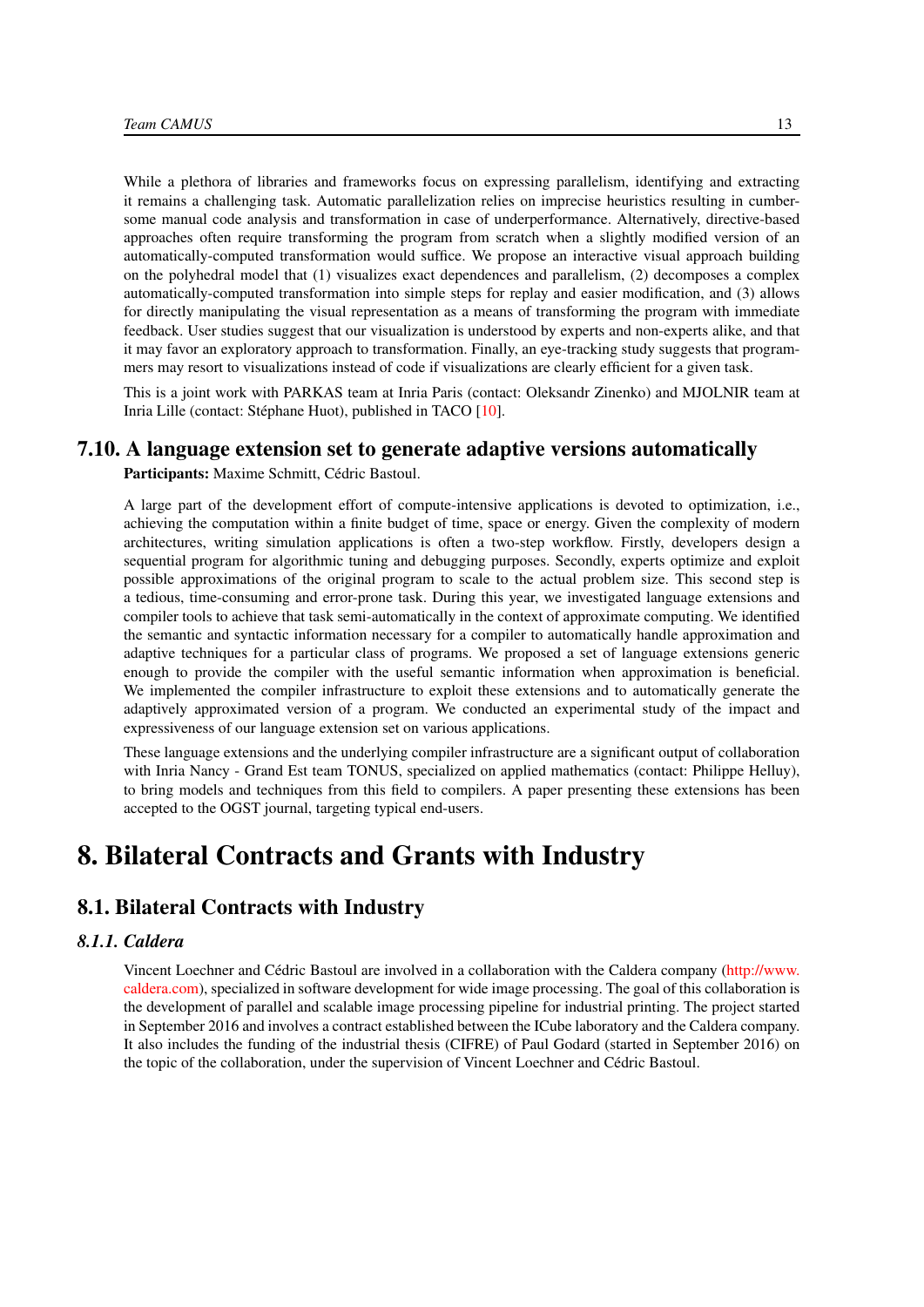While a plethora of libraries and frameworks focus on expressing parallelism, identifying and extracting it remains a challenging task. Automatic parallelization relies on imprecise heuristics resulting in cumbersome manual code analysis and transformation in case of underperformance. Alternatively, directive-based approaches often require transforming the program from scratch when a slightly modified version of an automatically-computed transformation would suffice. We propose an interactive visual approach building on the polyhedral model that (1) visualizes exact dependences and parallelism, (2) decomposes a complex automatically-computed transformation into simple steps for replay and easier modification, and (3) allows for directly manipulating the visual representation as a means of transforming the program with immediate feedback. User studies suggest that our visualization is understood by experts and non-experts alike, and that it may favor an exploratory approach to transformation. Finally, an eye-tracking study suggests that programmers may resort to visualizations instead of code if visualizations are clearly efficient for a given task.

This is a joint work with PARKAS team at Inria Paris (contact: Oleksandr Zinenko) and MJOLNIR team at Inria Lille (contact: Stéphane Huot), published in TACO [10].

## 7.10. A language extension set to generate adaptive versions automatically

**Participants:** Maxime Schmitt, Cédric Bastoul.

A large part of the development effort of compute-intensive applications is devoted to optimization, i.e., achieving the computation within a finite budget of time, space or energy. Given the complexity of modern architectures, writing simulation applications is often a two-step workflow. Firstly, developers design a sequential program for algorithmic tuning and debugging purposes. Secondly, experts optimize and exploit possible approximations of the original program to scale to the actual problem size. This second step is a tedious, time-consuming and error-prone task. During this year, we investigated language extensions and compiler tools to achieve that task semi-automatically in the context of approximate computing. We identified the semantic and syntactic information necessary for a compiler to automatically handle approximation and adaptive techniques for a particular class of programs. We proposed a set of language extensions generic enough to provide the compiler with the useful semantic information when approximation is beneficial. We implemented the compiler infrastructure to exploit these extensions and to automatically generate the adaptively approximated version of a program. We conducted an experimental study of the impact and expressiveness of our language extension set on various applications.

These language extensions and the underlying compiler infrastructure are a significant output of collaboration with Inria Nancy - Grand Est team TONUS, specialized on applied mathematics (contact: Philippe Helluy), to bring models and techniques from this field to compilers. A paper presenting these extensions has been accepted to the OGST journal, targeting typical end-users.

# 8. Bilateral Contracts and Grants with Industry

## 8.1. Bilateral Contracts with Industry

### 8.1.1. Caldera

Vincent Loechner and Cédric Bastoul are involved in a collaboration with the Caldera company (http://www.caldera.com), specialized in software development for wide image processing. The goal of this collaboration is the development of parallel and scalable image processing pipeline for industrial printing. The project started in September 2016 and involves a contract established between the ICube laboratory and the Caldera company. It also includes the funding of the industrial thesis (CIFRE) of Paul Godard (started in September 2016) on the topic of the collaboration, under the supervision of Vincent Loechner and Cédric Bastoul.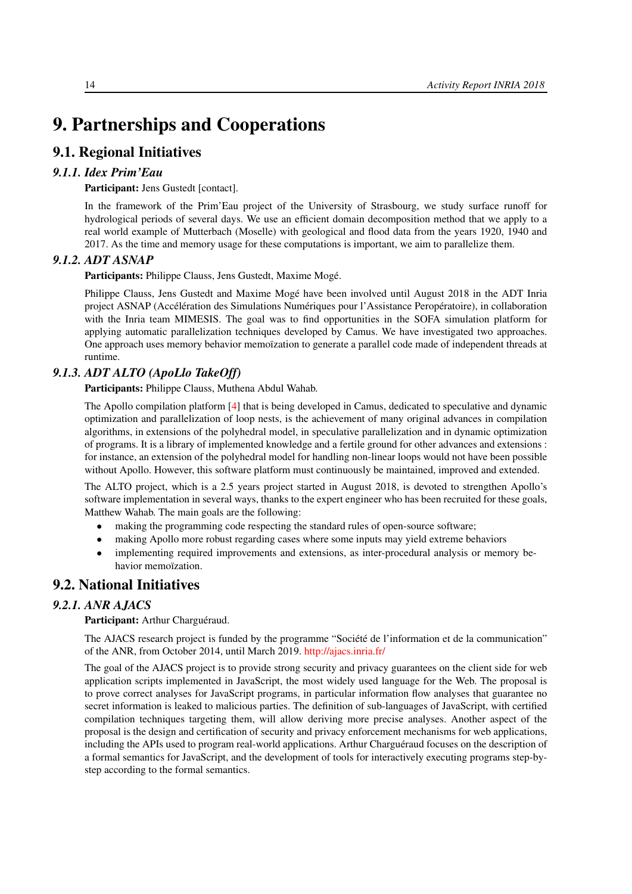# 9. Partnerships and Cooperations

## 9.1. Regional Initiatives

### 9.1.1. Idex Prim'Eau

**Participant:** Jens Gustedt [contact].

In the framework of the Prim'Eau project of the University of Strasbourg, we study surface runoff for hydrological periods of several days. We use an efficient domain decomposition method that we apply to a real world example of Mutterbach (Moselle) with geological and flood data from the years 1920, 1940 and 2017. As the time and memory usage for these computations is important, we aim to parallelize them.

### 9.1.2. ADT ASNAP

**Participants:** Philippe Clauss, Jens Gustedt, Maxime Mogé.

Philippe Clauss, Jens Gustedt and Maxime Mogé have been involved until August 2018 in the ADT Inria project ASNAP (Accélération des Simulations Numériques pour l'Assistance Peropératoire), in collaboration with the Inria team MIMESIS. The goal was to find opportunities in the SOFA simulation platform for applying automatic parallelization techniques developed by Camus. We have investigated two approaches. One approach uses memory behavior memoïzation to generate a parallel code made of independent threads at runtime.

### 9.1.3. ADT ALTO (ApoLlo TakeOff)

**Participants:** Philippe Clauss, Muthena Abdul Wahab.

The Apollo compilation platform [4] that is being developed in Camus, dedicated to speculative and dynamic optimization and parallelization of loop nests, is the achievement of many original advances in compilation algorithms, in extensions of the polyhedral model, in speculative parallelization and in dynamic optimization of programs. It is a library of implemented knowledge and a fertile ground for other advances and extensions : for instance, an extension of the polyhedral model for handling non-linear loops would not have been possible without Apollo. However, this software platform must continuously be maintained, improved and extended.

The ALTO project, which is a 2.5 years project started in August 2018, is devoted to strengthen Apollo's software implementation in several ways, thanks to the expert engineer who has been recruited for these goals, Matthew Wahab. The main goals are the following:

- making the programming code respecting the standard rules of open-source software;
- making Apollo more robust regarding cases where some inputs may yield extreme behaviors
- implementing required improvements and extensions, as inter-procedural analysis or memory behavior memoïzation.

## 9.2. National Initiatives

### 9.2.1. ANR AJACS

**Participant:** Arthur Charguéraud.

The AJACS research project is funded by the programme "Société de l'information et de la communication" of the ANR, from October 2014, until March 2019. http://ajacs.inria.fr/

The goal of the AJACS project is to provide strong security and privacy guarantees on the client side for web application scripts implemented in JavaScript, the most widely used language for the Web. The proposal is to prove correct analyses for JavaScript programs, in particular information flow analyses that guarantee no secret information is leaked to malicious parties. The definition of sub-languages of JavaScript, with certified compilation techniques targeting them, will allow deriving more precise analyses. Another aspect of the proposal is the design and certification of security and privacy enforcement mechanisms for web applications, including the APIs used to program real-world applications. Arthur Charguéraud focuses on the description of a formal semantics for JavaScript, and the development of tools for interactively executing programs step-by-step according to the formal semantics.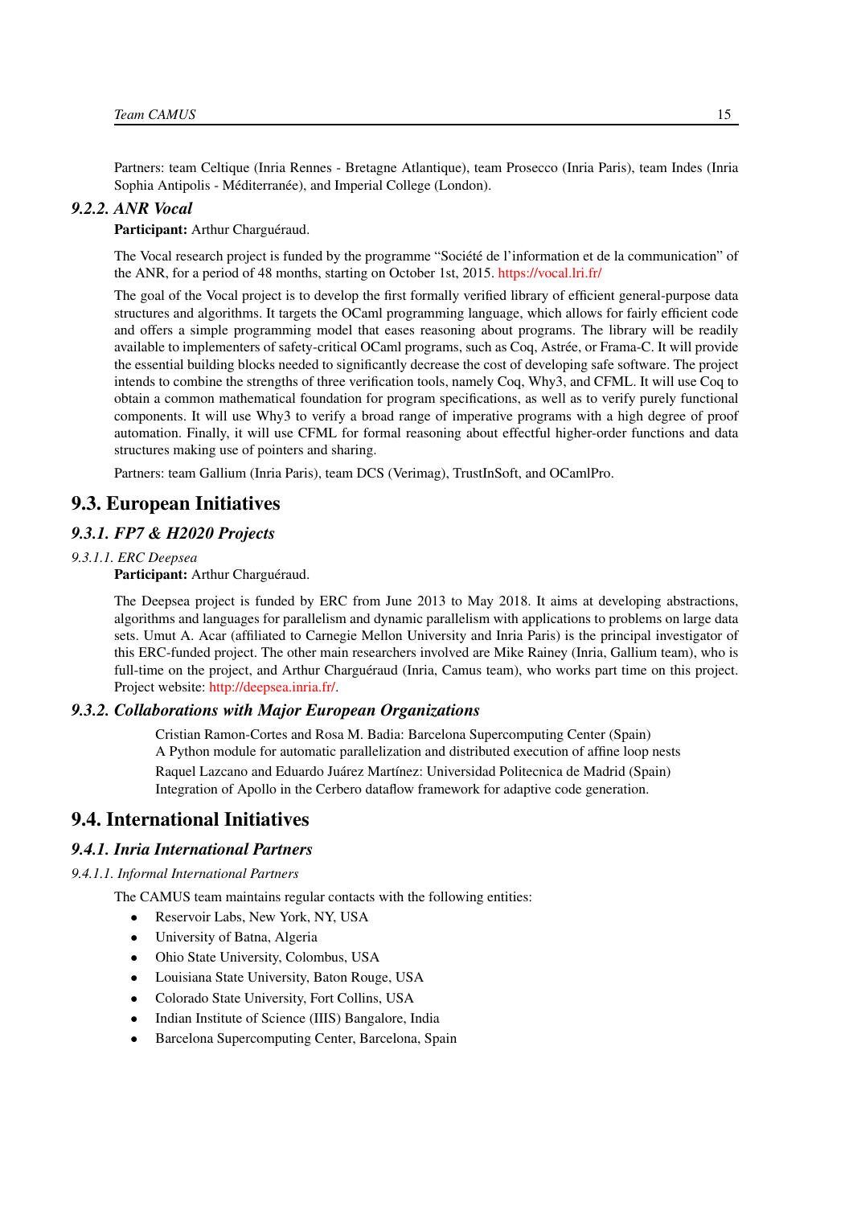Partners: team Celtique (Inria Rennes - Bretagne Atlantique), team Prosecco (Inria Paris), team Indes (Inria Sophia Antipolis - Méditerranée), and Imperial College (London).

### 9.2.2. ANR Vocal

**Participant:** Arthur Charguéraud.

The Vocal research project is funded by the programme "Société de l'information et de la communication" of the ANR, for a period of 48 months, starting on October 1st, 2015. https://vocal.lri.fr/

The goal of the Vocal project is to develop the first formally verified library of efficient general-purpose data structures and algorithms. It targets the OCaml programming language, which allows for fairly efficient code and offers a simple programming model that eases reasoning about programs. The library will be readily available to implementers of safety-critical OCaml programs, such as Coq, Astrée, or Frama-C. It will provide the essential building blocks needed to significantly decrease the cost of developing safe software. The project intends to combine the strengths of three verification tools, namely Coq, Why3, and CFML. It will use Coq to obtain a common mathematical foundation for program specifications, as well as to verify purely functional components. It will use Why3 to verify a broad range of imperative programs with a high degree of proof automation. Finally, it will use CFML for formal reasoning about effectful higher-order functions and data structures making use of pointers and sharing.

Partners: team Gallium (Inria Paris), team DCS (Verimag), TrustInSoft, and OCamlPro.

## 9.3. European Initiatives

### 9.3.1. FP7 & H2020 Projects

#### 9.3.1.1. ERC Deepsea

**Participant:** Arthur Charguéraud.

The Deepsea project is funded by ERC from June 2013 to May 2018. It aims at developing abstractions, algorithms and languages for parallelism and dynamic parallelism with applications to problems on large data sets. Umut A. Acar (affiliated to Carnegie Mellon University and Inria Paris) is the principal investigator of this ERC-funded project. The other main researchers involved are Mike Rainey (Inria, Gallium team), who is full-time on the project, and Arthur Charguéraud (Inria, Camus team), who works part time on this project. Project website: http://deepsea.inria.fr/.

### 9.3.2. Collaborations with Major European Organizations

Cristian Ramon-Cortes and Rosa M. Badia: Barcelona Supercomputing Center (Spain)
A Python module for automatic parallelization and distributed execution of affine loop nests

Raquel Lazcano and Eduardo Juárez Martínez: Universidad Politecnica de Madrid (Spain)
Integration of Apollo in the Cerbero dataflow framework for adaptive code generation.

## 9.4. International Initiatives

### 9.4.1. Inria International Partners

#### 9.4.1.1. Informal International Partners

The CAMUS team maintains regular contacts with the following entities:

- Reservoir Labs, New York, NY, USA
- University of Batna, Algeria
- Ohio State University, Colombus, USA
- Louisiana State University, Baton Rouge, USA
- Colorado State University, Fort Collins, USA
- Indian Institute of Science (IIS) Bangalore, India
- Barcelona Supercomputing Center, Barcelona, Spain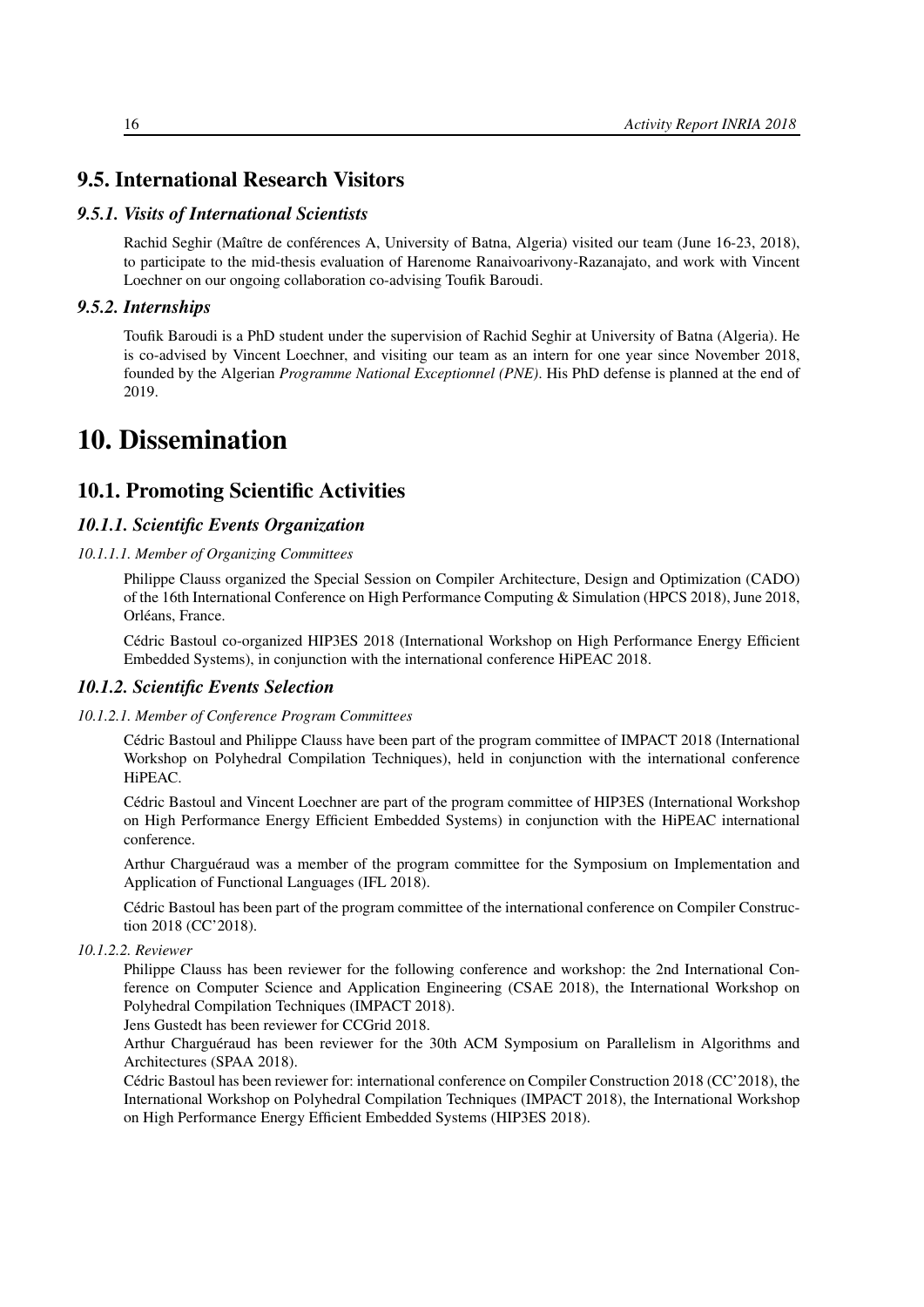## 9.5. International Research Visitors

### *9.5.1. Visits of International Scientists*

Rachid Seghir (Maître de conférences A, University of Batna, Algeria) visited our team (June 16-23, 2018), to participate to the mid-thesis evaluation of Harenome Ranaivoarivony-Razanajato, and work with Vincent Loechner on our ongoing collaboration co-advising Toufik Baroudi.

### *9.5.2. Internships*

Toufik Baroudi is a PhD student under the supervision of Rachid Seghir at University of Batna (Algeria). He is co-advised by Vincent Loechner, and visiting our team as an intern for one year since November 2018, founded by the Algerian *Programme National Exceptionnel (PNE)*. His PhD defense is planned at the end of 2019.

# 10. Dissemination

## 10.1. Promoting Scientific Activities

### *10.1.1. Scientific Events Organization*

#### *10.1.1.1. Member of Organizing Committees*

Philippe Clauss organized the Special Session on Compiler Architecture, Design and Optimization (CADO) of the 16th International Conference on High Performance Computing & Simulation (HPCS 2018), June 2018, Orléans, France.

Cédric Bastoul co-organized HIP3ES 2018 (International Workshop on High Performance Energy Efficient Embedded Systems), in conjunction with the international conference HiPEAC 2018.

### *10.1.2. Scientific Events Selection*

#### *10.1.2.1. Member of Conference Program Committees*

Cédric Bastoul and Philippe Clauss have been part of the program committee of IMPACT 2018 (International Workshop on Polyhedral Compilation Techniques), held in conjunction with the international conference HiPEAC.

Cédric Bastoul and Vincent Loechner are part of the program committee of HIP3ES (International Workshop on High Performance Energy Efficient Embedded Systems) in conjunction with the HiPEAC international conference.

Arthur Charguéraud was a member of the program committee for the Symposium on Implementation and Application of Functional Languages (IFL 2018).

Cédric Bastoul has been part of the program committee of the international conference on Compiler Construction 2018 (CC'2018).

#### *10.1.2.2. Reviewer*

Philippe Clauss has been reviewer for the following conference and workshop: the 2nd International Conference on Computer Science and Application Engineering (CSAE 2018), the International Workshop on Polyhedral Compilation Techniques (IMPACT 2018).

Jens Gustedt has been reviewer for CCGrid 2018.

Arthur Charguéraud has been reviewer for the 30th ACM Symposium on Parallelism in Algorithms and Architectures (SPAA 2018).

Cédric Bastoul has been reviewer for: international conference on Compiler Construction 2018 (CC'2018), the International Workshop on Polyhedral Compilation Techniques (IMPACT 2018), the International Workshop on High Performance Energy Efficient Embedded Systems (HIP3ES 2018).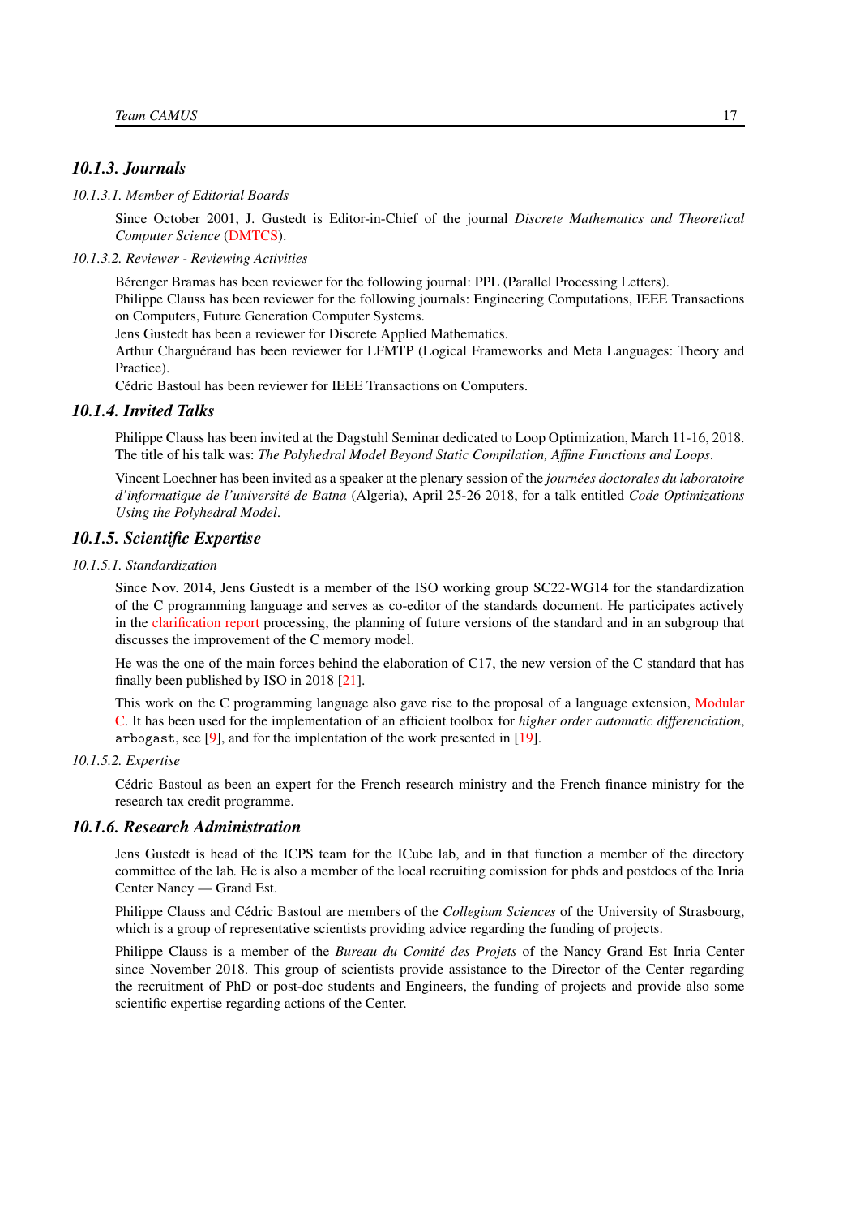### *10.1.3. Journals*

#### *10.1.3.1. Member of Editorial Boards*

Since October 2001, J. Gustedt is Editor-in-Chief of the journal *Discrete Mathematics and Theoretical Computer Science* (DMTCS).

#### *10.1.3.2. Reviewer - Reviewing Activities*

Bérenger Bramas has been reviewer for the following journal: PPL (Parallel Processing Letters).
Philippe Clauss has been reviewer for the following journals: Engineering Computations, IEEE Transactions on Computers, Future Generation Computer Systems.
Jens Gustedt has been a reviewer for Discrete Applied Mathematics.
Arthur Charguéraud has been reviewer for LFMTP (Logical Frameworks and Meta Languages: Theory and Practice).
Cédric Bastoul has been reviewer for IEEE Transactions on Computers.

### *10.1.4. Invited Talks*

Philippe Clauss has been invited at the Dagstuhl Seminar dedicated to Loop Optimization, March 11-16, 2018. The title of his talk was: *The Polyhedral Model Beyond Static Compilation, Affine Functions and Loops*.

Vincent Loechner has been invited as a speaker at the plenary session of the *journées doctorales du laboratoire d'informatique de l'université de Batna* (Algeria), April 25-26 2018, for a talk entitled *Code Optimizations Using the Polyhedral Model*.

### *10.1.5. Scientific Expertise*

#### *10.1.5.1. Standardization*

Since Nov. 2014, Jens Gustedt is a member of the ISO working group SC22-WG14 for the standardization of the C programming language and serves as co-editor of the standards document. He participates actively in the clarification report processing, the planning of future versions of the standard and in an subgroup that discusses the improvement of the C memory model.

He was the one of the main forces behind the elaboration of C17, the new version of the C standard that has finally been published by ISO in 2018 [21].

This work on the C programming language also gave rise to the proposal of a language extension, Modular C. It has been used for the implementation of an efficient toolbox for *higher order automatic differenciation*, `arbogast`, see [9], and for the implentation of the work presented in [19].

#### *10.1.5.2. Expertise*

Cédric Bastoul as been an expert for the French research ministry and the French finance ministry for the research tax credit programme.

### *10.1.6. Research Administration*

Jens Gustedt is head of the ICPS team for the ICube lab, and in that function a member of the directory committee of the lab. He is also a member of the local recruiting comission for phds and postdocs of the Inria Center Nancy — Grand Est.

Philippe Clauss and Cédric Bastoul are members of the *Collegium Sciences* of the University of Strasbourg, which is a group of representative scientists providing advice regarding the funding of projects.

Philippe Clauss is a member of the *Bureau du Comité des Projets* of the Nancy Grand Est Inria Center since November 2018. This group of scientists provide assistance to the Director of the Center regarding the recruitment of PhD or post-doc students and Engineers, the funding of projects and provide also some scientific expertise regarding actions of the Center.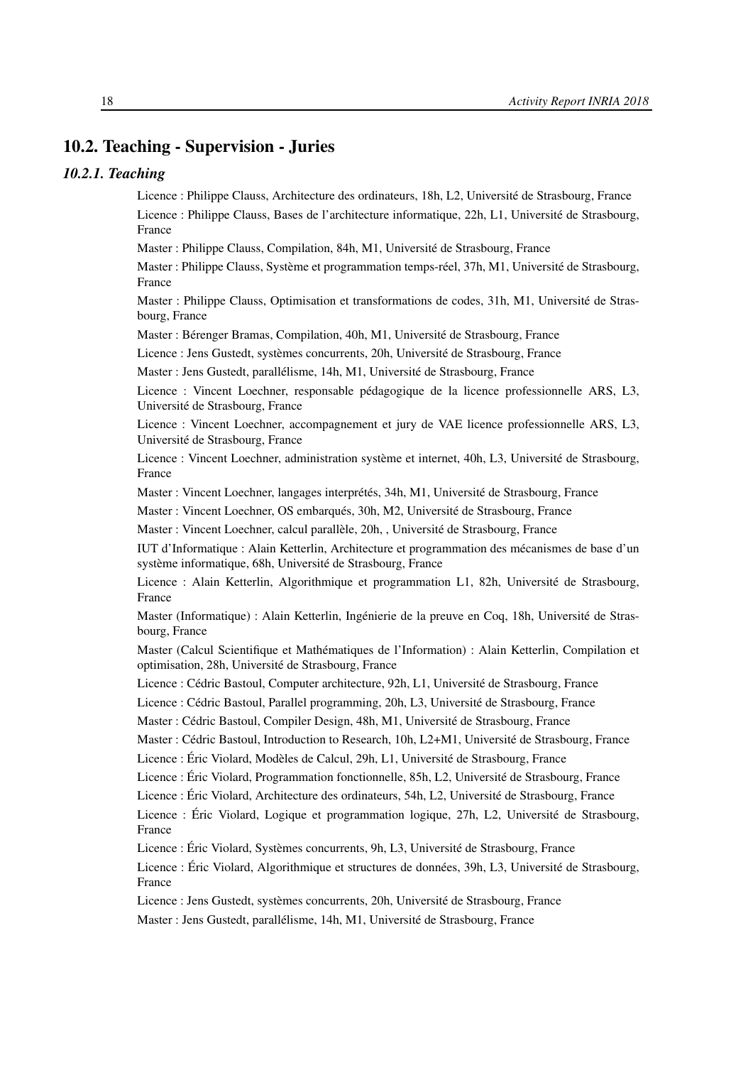## 10.2. Teaching - Supervision - Juries

### *10.2.1. Teaching*

Licence : Philippe Clauss, Architecture des ordinateurs, 18h, L2, Université de Strasbourg, France

Licence : Philippe Clauss, Bases de l'architecture informatique, 22h, L1, Université de Strasbourg, France

Master : Philippe Clauss, Compilation, 84h, M1, Université de Strasbourg, France

Master : Philippe Clauss, Système et programmation temps-réel, 37h, M1, Université de Strasbourg, France

Master : Philippe Clauss, Optimisation et transformations de codes, 31h, M1, Université de Strasbourg, France

Master : Bérenger Bramas, Compilation, 40h, M1, Université de Strasbourg, France

Licence : Jens Gustedt, systèmes concurrents, 20h, Université de Strasbourg, France

Master : Jens Gustedt, parallélisme, 14h, M1, Université de Strasbourg, France

Licence : Vincent Loechner, responsable pédagogique de la licence professionnelle ARS, L3, Université de Strasbourg, France

Licence : Vincent Loechner, accompagnement et jury de VAE licence professionnelle ARS, L3, Université de Strasbourg, France

Licence : Vincent Loechner, administration système et internet, 40h, L3, Université de Strasbourg, France

Master : Vincent Loechner, langages interprétés, 34h, M1, Université de Strasbourg, France

Master : Vincent Loechner, OS embarqués, 30h, M2, Université de Strasbourg, France

Master : Vincent Loechner, calcul parallèle, 20h, , Université de Strasbourg, France

IUT d'Informatique : Alain Ketterlin, Architecture et programmation des mécanismes de base d'un système informatique, 68h, Université de Strasbourg, France

Licence : Alain Ketterlin, Algorithmique et programmation L1, 82h, Université de Strasbourg, France

Master (Informatique) : Alain Ketterlin, Ingénierie de la preuve en Coq, 18h, Université de Strasbourg, France

Master (Calcul Scientifique et Mathématiques de l'Information) : Alain Ketterlin, Compilation et optimisation, 28h, Université de Strasbourg, France

Licence : Cédric Bastoul, Computer architecture, 92h, L1, Université de Strasbourg, France

Licence : Cédric Bastoul, Parallel programming, 20h, L3, Université de Strasbourg, France

Master : Cédric Bastoul, Compiler Design, 48h, M1, Université de Strasbourg, France

Master : Cédric Bastoul, Introduction to Research, 10h, L2+M1, Université de Strasbourg, France

Licence : Éric Violard, Modèles de Calcul, 29h, L1, Université de Strasbourg, France

Licence : Éric Violard, Programmation fonctionnelle, 85h, L2, Université de Strasbourg, France

Licence : Éric Violard, Architecture des ordinateurs, 54h, L2, Université de Strasbourg, France

Licence : Éric Violard, Logique et programmation logique, 27h, L2, Université de Strasbourg, France

Licence : Éric Violard, Systèmes concurrents, 9h, L3, Université de Strasbourg, France

Licence : Éric Violard, Algorithmique et structures de données, 39h, L3, Université de Strasbourg, France

Licence : Jens Gustedt, systèmes concurrents, 20h, Université de Strasbourg, France

Master : Jens Gustedt, parallélisme, 14h, M1, Université de Strasbourg, France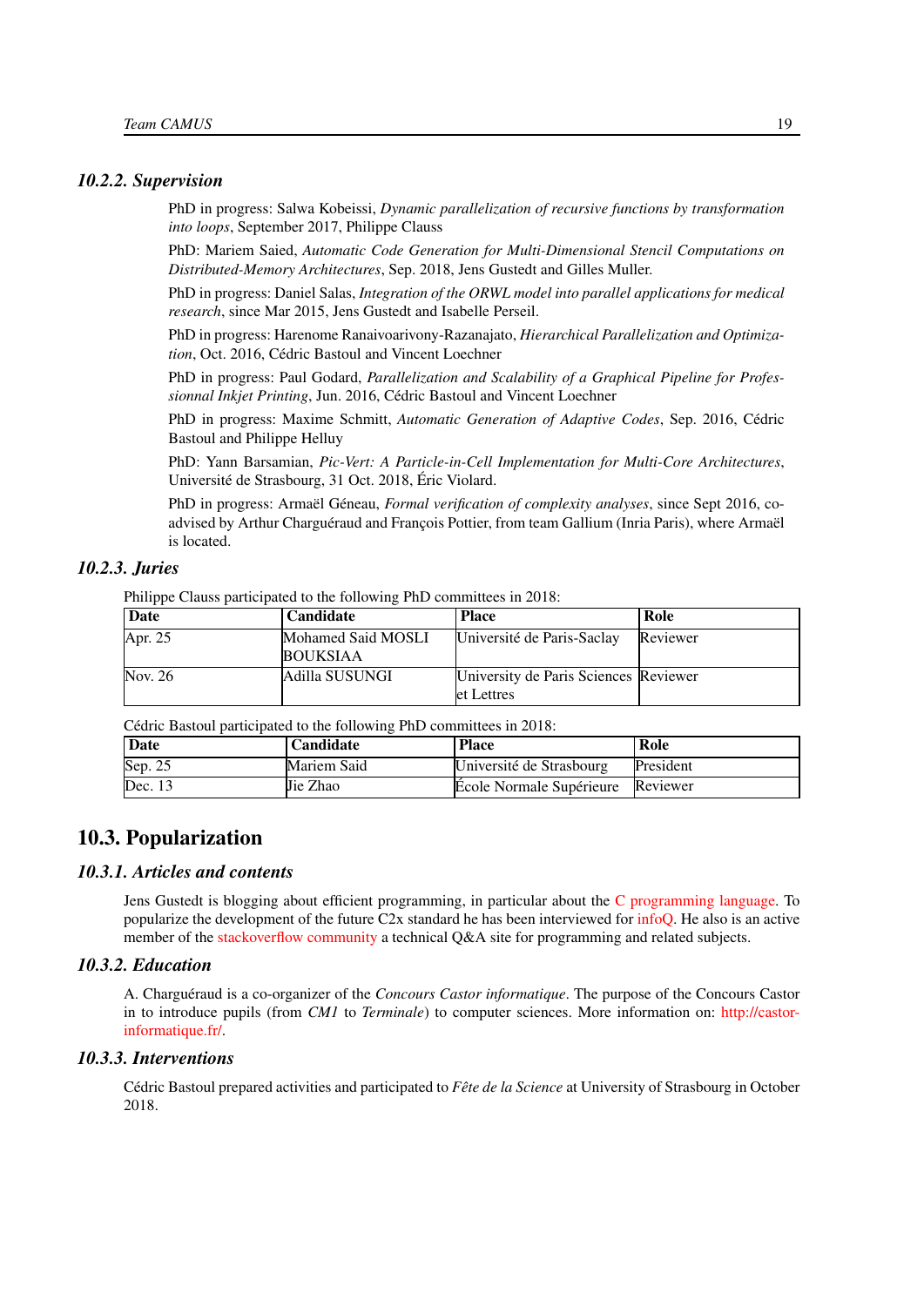#### 10.2.2. Supervision

PhD in progress: Salwa Kobeissi, *Dynamic parallelization of recursive functions by transformation into loops*, September 2017, Philippe Clauss

PhD: Mariem Saied, *Automatic Code Generation for Multi-Dimensional Stencil Computations on Distributed-Memory Architectures*, Sep. 2018, Jens Gustedt and Gilles Muller.

PhD in progress: Daniel Salas, *Integration of the ORWL model into parallel applications for medical research*, since Mar 2015, Jens Gustedt and Isabelle Perseil.

PhD in progress: Harenome Ranaivoarivony-Razanajato, *Hierarchical Parallelization and Optimization*, Oct. 2016, Cédric Bastoul and Vincent Loechner

PhD in progress: Paul Godard, *Parallelization and Scalability of a Graphical Pipeline for Professionnal Inkjet Printing*, Jun. 2016, Cédric Bastoul and Vincent Loechner

PhD in progress: Maxime Schmitt, *Automatic Generation of Adaptive Codes*, Sep. 2016, Cédric Bastoul and Philippe Helluy

PhD: Yann Barsamian, *Pic-Vert: A Particle-in-Cell Implementation for Multi-Core Architectures*, Université de Strasbourg, 31 Oct. 2018, Éric Violard.

PhD in progress: Armaël Géneau, *Formal verification of complexity analyses*, since Sept 2016, co-advised by Arthur Charguéraud and François Pottier, from team Gallium (Inria Paris), where Armaël is located.

#### 10.2.3. Juries

Philippe Clauss participated to the following PhD committees in 2018:

| Date | Candidate | Place | Role |
|---|---|---|---|
| Apr. 25 | Mohamed Said MOSLI BOUKSIAA | Université de Paris-Saclay | Reviewer |
| Nov. 26 | Adilla SUSUNGI | University de Paris Sciences et Lettres | Reviewer |

Cédric Bastoul participated to the following PhD committees in 2018:

| Date | Candidate | Place | Role |
|---|---|---|---|
| Sep. 25 | Mariem Said | Université de Strasbourg | President |
| Dec. 13 | Jie Zhao | École Normale Supérieure | Reviewer |

### 10.3. Popularization

#### 10.3.1. Articles and contents

Jens Gustedt is blogging about efficient programming, in particular about the C programming language. To popularize the development of the future C2x standard he has been interviewed for infoQ. He also is an active member of the stackoverflow community a technical Q&A site for programming and related subjects.

#### 10.3.2. Education

A. Charguéraud is a co-organizer of the *Concours Castor informatique*. The purpose of the Concours Castor in to introduce pupils (from *CM1* to *Terminale*) to computer sciences. More information on: http://castor-informatique.fr/.

#### 10.3.3. Interventions

Cédric Bastoul prepared activities and participated to *Fête de la Science* at University of Strasbourg in October 2018.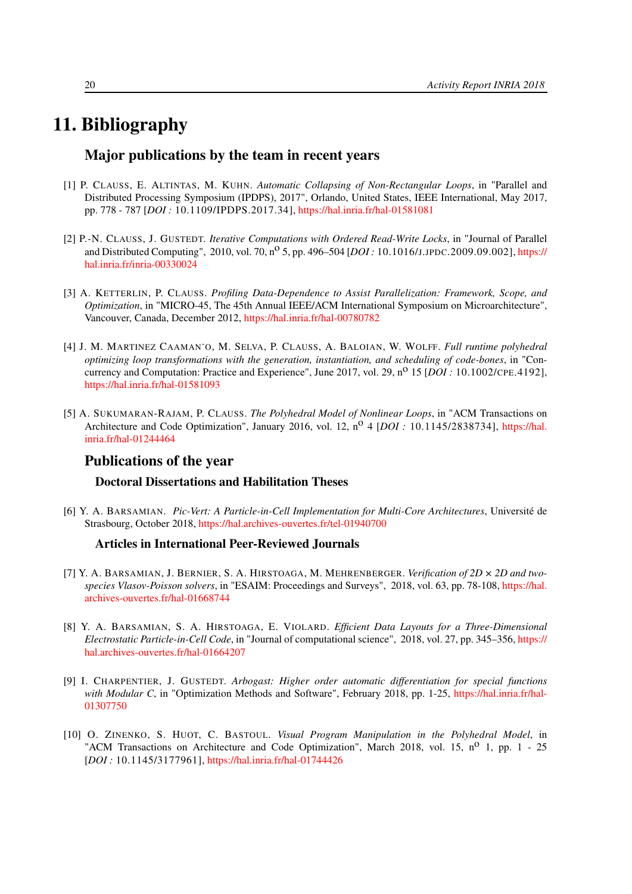# 11. Bibliography

## Major publications by the team in recent years

[1] P. Clauss, E. Altintas, M. Kuhn. *Automatic Collapsing of Non-Rectangular Loops*, in "Parallel and Distributed Processing Symposium (IPDPS), 2017", Orlando, United States, IEEE International, May 2017, pp. 778 - 787 [*DOI :* 10.1109/IPDPS.2017.34], https://hal.inria.fr/hal-01581081

[2] P.-N. Clauss, J. Gustedt. *Iterative Computations with Ordered Read-Write Locks*, in "Journal of Parallel and Distributed Computing", 2010, vol. 70, n$^{o}$ 5, pp. 496–504 [*DOI :* 10.1016/j.jpdc.2009.09.002], https://hal.inria.fr/inria-00330024

[3] A. Ketterlin, P. Clauss. *Profiling Data-Dependence to Assist Parallelization: Framework, Scope, and Optimization*, in "MICRO-45, The 45th Annual IEEE/ACM International Symposium on Microarchitecture", Vancouver, Canada, December 2012, https://hal.inria.fr/hal-00780782

[4] J. M. Martinez Caaman˜o, M. Selva, P. Clauss, A. Baloian, W. Wolff. *Full runtime polyhedral optimizing loop transformations with the generation, instantiation, and scheduling of code-bones*, in "Concurrency and Computation: Practice and Experience", June 2017, vol. 29, n$^{o}$ 15 [*DOI :* 10.1002/cpe.4192], https://hal.inria.fr/hal-01581093

[5] A. Sukumaran-Rajam, P. Clauss. *The Polyhedral Model of Nonlinear Loops*, in "ACM Transactions on Architecture and Code Optimization", January 2016, vol. 12, n$^{o}$ 4 [*DOI :* 10.1145/2838734], https://hal.inria.fr/hal-01244464

## Publications of the year

### Doctoral Dissertations and Habilitation Theses

[6] Y. A. Barsamian. *Pic-Vert: A Particle-in-Cell Implementation for Multi-Core Architectures*, Université de Strasbourg, October 2018, https://hal.archives-ouvertes.fr/tel-01940700

### Articles in International Peer-Reviewed Journals

[7] Y. A. Barsamian, J. Bernier, S. A. Hirstoaga, M. Mehrenberger. *Verification of 2D × 2D and two-species Vlasov-Poisson solvers*, in "ESAIM: Proceedings and Surveys", 2018, vol. 63, pp. 78-108, https://hal.archives-ouvertes.fr/hal-01668744

[8] Y. A. Barsamian, S. A. Hirstoaga, E. Violard. *Efficient Data Layouts for a Three-Dimensional Electrostatic Particle-in-Cell Code*, in "Journal of computational science", 2018, vol. 27, pp. 345–356, https://hal.archives-ouvertes.fr/hal-01664207

[9] I. Charpentier, J. Gustedt. *Arbogast: Higher order automatic differentiation for special functions with Modular C*, in "Optimization Methods and Software", February 2018, pp. 1-25, https://hal.inria.fr/hal-01307750

[10] O. Zinenko, S. Huot, C. Bastoul. *Visual Program Manipulation in the Polyhedral Model*, in "ACM Transactions on Architecture and Code Optimization", March 2018, vol. 15, n$^{o}$ 1, pp. 1 - 25 [*DOI :* 10.1145/3177961], https://hal.inria.fr/hal-01744426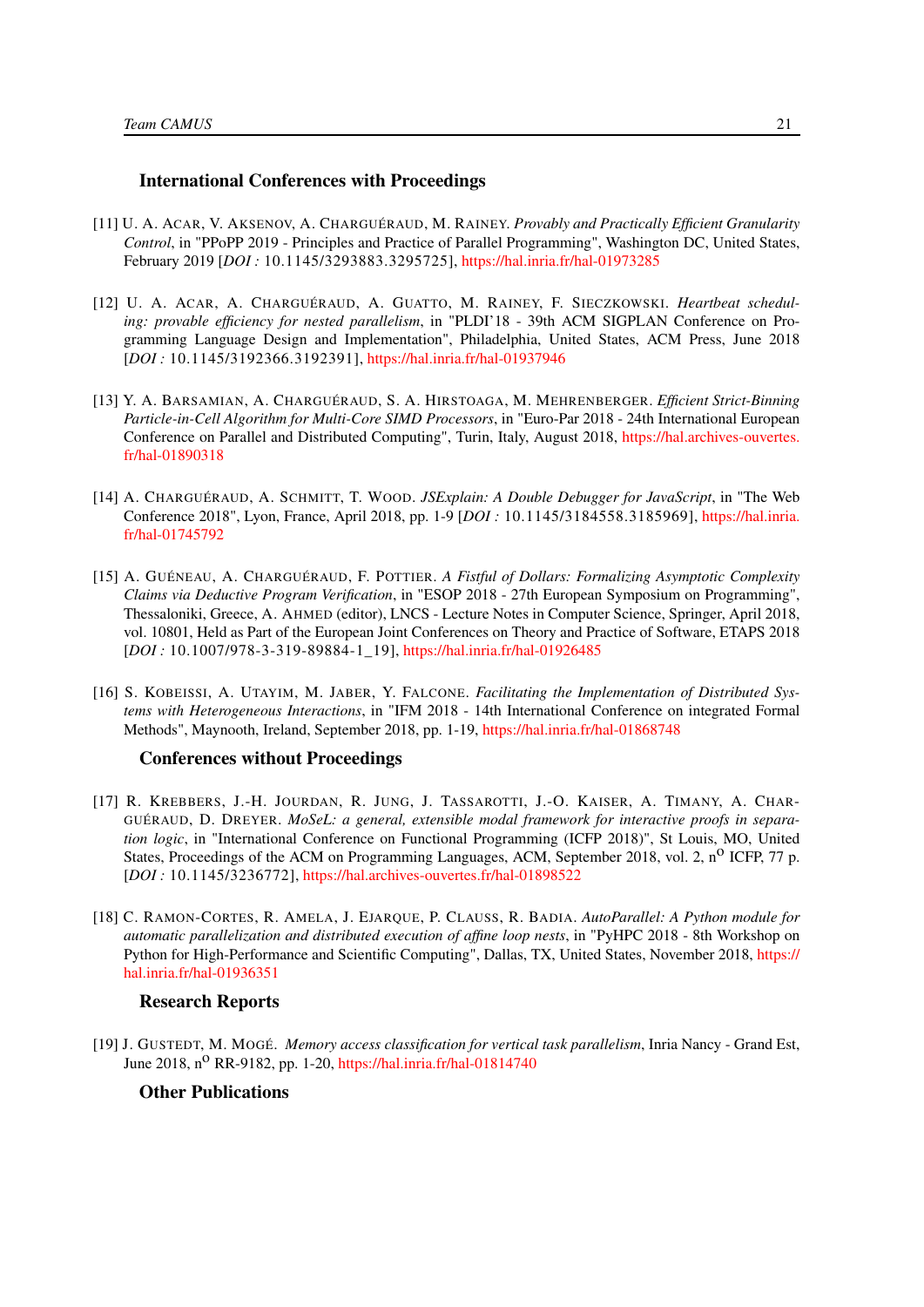### International Conferences with Proceedings

[11] U. A. ACAR, V. AKSENOV, A. CHARGUÉRAUD, M. RAINEY. *Provably and Practically Efficient Granularity Control*, in "PPoPP 2019 - Principles and Practice of Parallel Programming", Washington DC, United States, February 2019 [*DOI :* 10.1145/3293883.3295725], https://hal.inria.fr/hal-01973285

[12] U. A. ACAR, A. CHARGUÉRAUD, A. GUATTO, M. RAINEY, F. SIECZKOWSKI. *Heartbeat scheduling: provable efficiency for nested parallelism*, in "PLDI'18 - 39th ACM SIGPLAN Conference on Programming Language Design and Implementation", Philadelphia, United States, ACM Press, June 2018 [*DOI :* 10.1145/3192366.3192391], https://hal.inria.fr/hal-01937946

[13] Y. A. BARSAMIAN, A. CHARGUÉRAUD, S. A. HIRSTOAGA, M. MEHRENBERGER. *Efficient Strict-Binning Particle-in-Cell Algorithm for Multi-Core SIMD Processors*, in "Euro-Par 2018 - 24th International European Conference on Parallel and Distributed Computing", Turin, Italy, August 2018, https://hal.archives-ouvertes.fr/hal-01890318

[14] A. CHARGUÉRAUD, A. SCHMITT, T. WOOD. *JSExplain: A Double Debugger for JavaScript*, in "The Web Conference 2018", Lyon, France, April 2018, pp. 1-9 [*DOI :* 10.1145/3184558.3185969], https://hal.inria.fr/hal-01745792

[15] A. GUÉNEAU, A. CHARGUÉRAUD, F. POTTIER. *A Fistful of Dollars: Formalizing Asymptotic Complexity Claims via Deductive Program Verification*, in "ESOP 2018 - 27th European Symposium on Programming", Thessaloniki, Greece, A. AHMED (editor), LNCS - Lecture Notes in Computer Science, Springer, April 2018, vol. 10801, Held as Part of the European Joint Conferences on Theory and Practice of Software, ETAPS 2018 [*DOI :* 10.1007/978-3-319-89884-1_19], https://hal.inria.fr/hal-01926485

[16] S. KOBEISSI, A. UTAYIM, M. JABER, Y. FALCONE. *Facilitating the Implementation of Distributed Systems with Heterogeneous Interactions*, in "IFM 2018 - 14th International Conference on integrated Formal Methods", Maynooth, Ireland, September 2018, pp. 1-19, https://hal.inria.fr/hal-01868748

### Conferences without Proceedings

[17] R. KREBBERS, J.-H. JOURDAN, R. JUNG, J. TASSAROTTI, J.-O. KAISER, A. TIMANY, A. CHARGUÉRAUD, D. DREYER. *MoSeL: a general, extensible modal framework for interactive proofs in separation logic*, in "International Conference on Functional Programming (ICFP 2018)", St Louis, MO, United States, Proceedings of the ACM on Programming Languages, ACM, September 2018, vol. 2, n° ICFP, 77 p. [*DOI :* 10.1145/3236772], https://hal.archives-ouvertes.fr/hal-01898522

[18] C. RAMON-CORTES, R. AMELA, J. EJARQUE, P. CLAUSS, R. BADIA. *AutoParallel: A Python module for automatic parallelization and distributed execution of affine loop nests*, in "PyHPC 2018 - 8th Workshop on Python for High-Performance and Scientific Computing", Dallas, TX, United States, November 2018, https://hal.inria.fr/hal-01936351

### Research Reports

[19] J. GUSTEDT, M. MOGÉ. *Memory access classification for vertical task parallelism*, Inria Nancy - Grand Est, June 2018, n° RR-9182, pp. 1-20, https://hal.inria.fr/hal-01814740

### Other Publications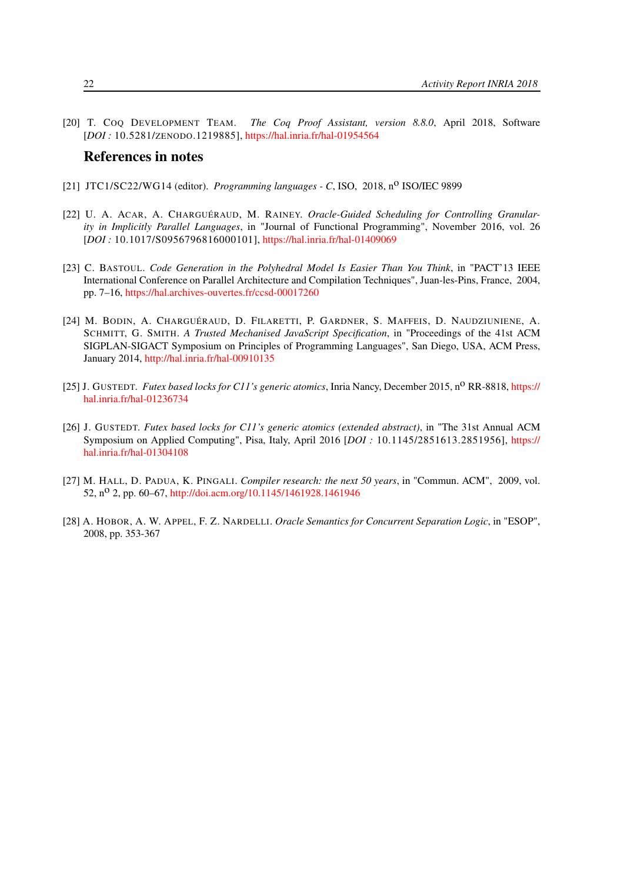[20] T. COQ DEVELOPMENT TEAM. *The Coq Proof Assistant, version 8.8.0*, April 2018, Software [*DOI :* 10.5281/ZENODO.1219885], https://hal.inria.fr/hal-01954564

## References in notes

[21] JTC1/SC22/WG14 (editor). *Programming languages - C*, ISO, 2018, n$^{o}$ ISO/IEC 9899

[22] U. A. ACAR, A. CHARGUÉRAUD, M. RAINEY. *Oracle-Guided Scheduling for Controlling Granularity in Implicitly Parallel Languages*, in "Journal of Functional Programming", November 2016, vol. 26 [*DOI :* 10.1017/S0956796816000101], https://hal.inria.fr/hal-01409069

[23] C. BASTOUL. *Code Generation in the Polyhedral Model Is Easier Than You Think*, in "PACT'13 IEEE International Conference on Parallel Architecture and Compilation Techniques", Juan-les-Pins, France, 2004, pp. 7–16, https://hal.archives-ouvertes.fr/ccsd-00017260

[24] M. BODIN, A. CHARGUÉRAUD, D. FILARETTI, P. GARDNER, S. MAFFEIS, D. NAUDZIUNIENE, A. SCHMITT, G. SMITH. *A Trusted Mechanised JavaScript Specification*, in "Proceedings of the 41st ACM SIGPLAN-SIGACT Symposium on Principles of Programming Languages", San Diego, USA, ACM Press, January 2014, http://hal.inria.fr/hal-00910135

[25] J. GUSTEDT. *Futex based locks for C11's generic atomics*, Inria Nancy, December 2015, n$^{o}$ RR-8818, https://hal.inria.fr/hal-01236734

[26] J. GUSTEDT. *Futex based locks for C11's generic atomics (extended abstract)*, in "The 31st Annual ACM Symposium on Applied Computing", Pisa, Italy, April 2016 [*DOI :* 10.1145/2851613.2851956], https://hal.inria.fr/hal-01304108

[27] M. HALL, D. PADUA, K. PINGALI. *Compiler research: the next 50 years*, in "Commun. ACM", 2009, vol. 52, n$^{o}$ 2, pp. 60–67, http://doi.acm.org/10.1145/1461928.1461946

[28] A. HOBOR, A. W. APPEL, F. Z. NARDELLI. *Oracle Semantics for Concurrent Separation Logic*, in "ESOP", 2008, pp. 353-367